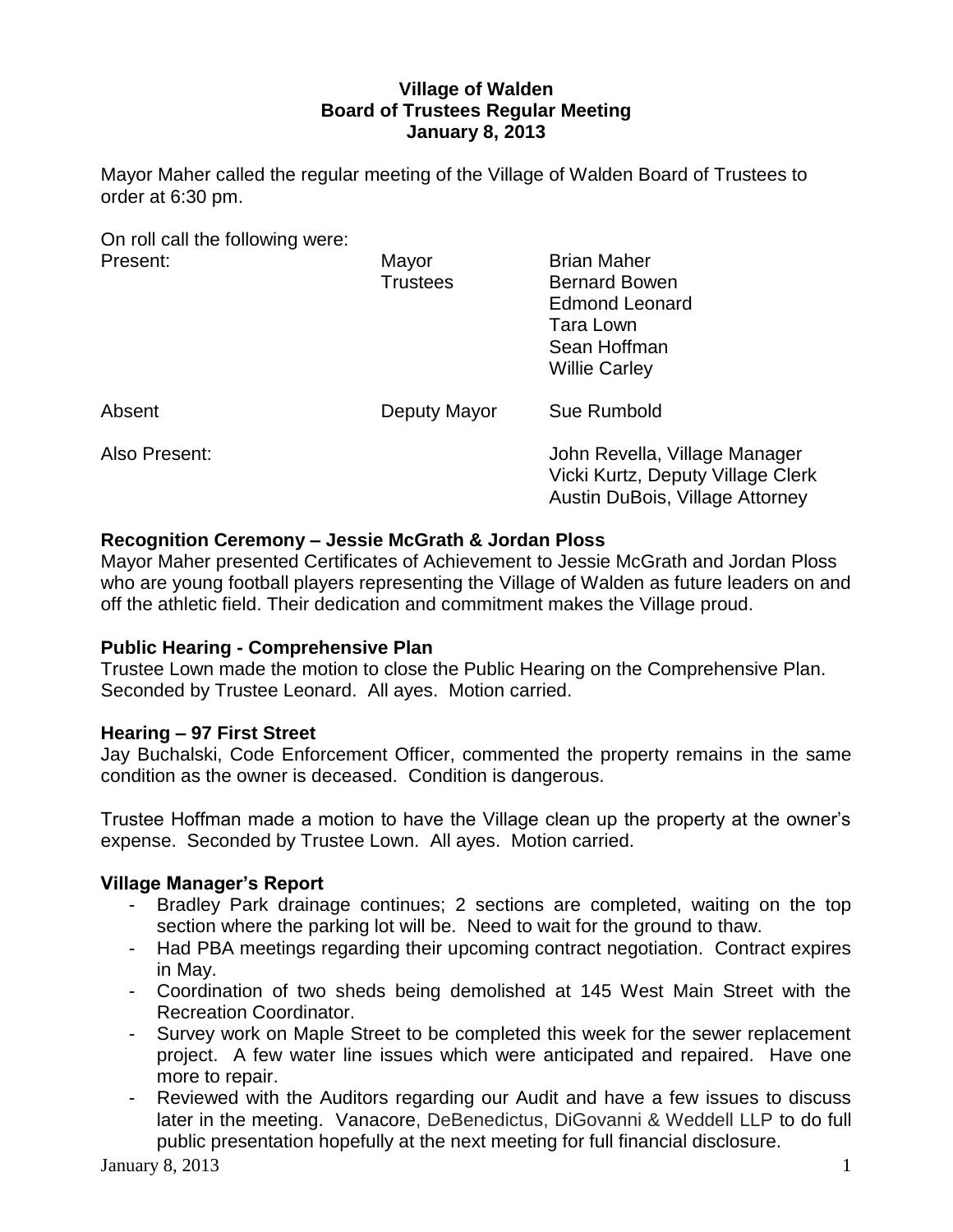# Village of Walden
## Board of Trustees Regular Meeting
## January 8, 2013

Mayor Maher called the regular meeting of the Village of Walden Board of Trustees to order at 6:30 pm.

On roll call the following were:

| | | |
|---|---|---|
| Present: | Mayor | Brian Maher |
| | Trustees | Bernard Bowen |
| | | Edmond Leonard |
| | | Tara Lown |
| | | Sean Hoffman |
| | | Willie Carley |
| Absent | Deputy Mayor | Sue Rumbold |
| Also Present: | | John Revella, Village Manager |
| | | Vicki Kurtz, Deputy Village Clerk |
| | | Austin DuBois, Village Attorney |

**Recognition Ceremony – Jessie McGrath & Jordan Ploss**

Mayor Maher presented Certificates of Achievement to Jessie McGrath and Jordan Ploss who are young football players representing the Village of Walden as future leaders on and off the athletic field. Their dedication and commitment makes the Village proud.

**Public Hearing - Comprehensive Plan**

Trustee Lown made the motion to close the Public Hearing on the Comprehensive Plan. Seconded by Trustee Leonard. All ayes. Motion carried.

**Hearing – 97 First Street**

Jay Buchalski, Code Enforcement Officer, commented the property remains in the same condition as the owner is deceased. Condition is dangerous.

Trustee Hoffman made a motion to have the Village clean up the property at the owner's expense. Seconded by Trustee Lown. All ayes. Motion carried.

**Village Manager's Report**

- Bradley Park drainage continues; 2 sections are completed, waiting on the top section where the parking lot will be. Need to wait for the ground to thaw.
- Had PBA meetings regarding their upcoming contract negotiation. Contract expires in May.
- Coordination of two sheds being demolished at 145 West Main Street with the Recreation Coordinator.
- Survey work on Maple Street to be completed this week for the sewer replacement project. A few water line issues which were anticipated and repaired. Have one more to repair.
- Reviewed with the Auditors regarding our Audit and have a few issues to discuss later in the meeting. Vanacore, DeBenedictus, DiGovanni & Weddell LLP to do full public presentation hopefully at the next meeting for full financial disclosure.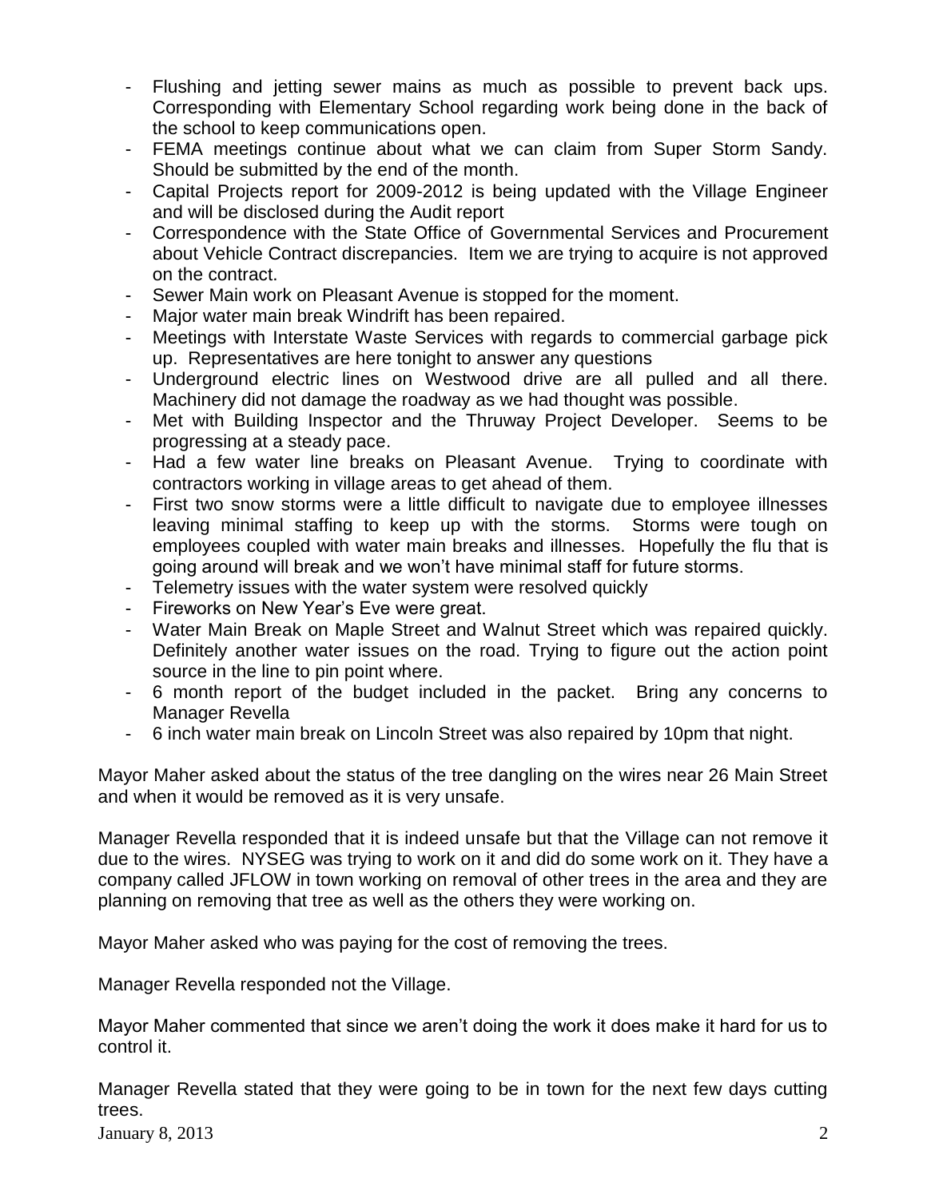- Flushing and jetting sewer mains as much as possible to prevent back ups. Corresponding with Elementary School regarding work being done in the back of the school to keep communications open.
- FEMA meetings continue about what we can claim from Super Storm Sandy. Should be submitted by the end of the month.
- Capital Projects report for 2009-2012 is being updated with the Village Engineer and will be disclosed during the Audit report
- Correspondence with the State Office of Governmental Services and Procurement about Vehicle Contract discrepancies. Item we are trying to acquire is not approved on the contract.
- Sewer Main work on Pleasant Avenue is stopped for the moment.
- Major water main break Windrift has been repaired.
- Meetings with Interstate Waste Services with regards to commercial garbage pick up. Representatives are here tonight to answer any questions
- Underground electric lines on Westwood drive are all pulled and all there. Machinery did not damage the roadway as we had thought was possible.
- Met with Building Inspector and the Thruway Project Developer. Seems to be progressing at a steady pace.
- Had a few water line breaks on Pleasant Avenue. Trying to coordinate with contractors working in village areas to get ahead of them.
- First two snow storms were a little difficult to navigate due to employee illnesses leaving minimal staffing to keep up with the storms. Storms were tough on employees coupled with water main breaks and illnesses. Hopefully the flu that is going around will break and we won't have minimal staff for future storms.
- Telemetry issues with the water system were resolved quickly
- Fireworks on New Year's Eve were great.
- Water Main Break on Maple Street and Walnut Street which was repaired quickly. Definitely another water issues on the road. Trying to figure out the action point source in the line to pin point where.
- 6 month report of the budget included in the packet. Bring any concerns to Manager Revella
- 6 inch water main break on Lincoln Street was also repaired by 10pm that night.

Mayor Maher asked about the status of the tree dangling on the wires near 26 Main Street and when it would be removed as it is very unsafe.

Manager Revella responded that it is indeed unsafe but that the Village can not remove it due to the wires. NYSEG was trying to work on it and did do some work on it. They have a company called JFLOW in town working on removal of other trees in the area and they are planning on removing that tree as well as the others they were working on.

Mayor Maher asked who was paying for the cost of removing the trees.

Manager Revella responded not the Village.

Mayor Maher commented that since we aren't doing the work it does make it hard for us to control it.

Manager Revella stated that they were going to be in town for the next few days cutting trees.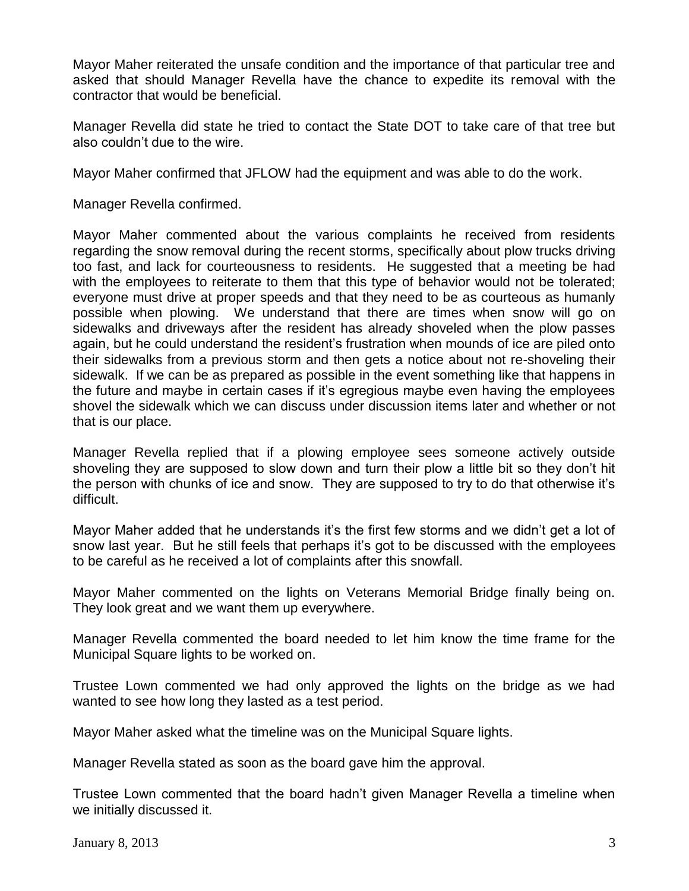Mayor Maher reiterated the unsafe condition and the importance of that particular tree and asked that should Manager Revella have the chance to expedite its removal with the contractor that would be beneficial.

Manager Revella did state he tried to contact the State DOT to take care of that tree but also couldn't due to the wire.

Mayor Maher confirmed that JFLOW had the equipment and was able to do the work.

Manager Revella confirmed.

Mayor Maher commented about the various complaints he received from residents regarding the snow removal during the recent storms, specifically about plow trucks driving too fast, and lack for courteousness to residents. He suggested that a meeting be had with the employees to reiterate to them that this type of behavior would not be tolerated; everyone must drive at proper speeds and that they need to be as courteous as humanly possible when plowing. We understand that there are times when snow will go on sidewalks and driveways after the resident has already shoveled when the plow passes again, but he could understand the resident's frustration when mounds of ice are piled onto their sidewalks from a previous storm and then gets a notice about not re-shoveling their sidewalk. If we can be as prepared as possible in the event something like that happens in the future and maybe in certain cases if it's egregious maybe even having the employees shovel the sidewalk which we can discuss under discussion items later and whether or not that is our place.

Manager Revella replied that if a plowing employee sees someone actively outside shoveling they are supposed to slow down and turn their plow a little bit so they don't hit the person with chunks of ice and snow. They are supposed to try to do that otherwise it's difficult.

Mayor Maher added that he understands it's the first few storms and we didn't get a lot of snow last year. But he still feels that perhaps it's got to be discussed with the employees to be careful as he received a lot of complaints after this snowfall.

Mayor Maher commented on the lights on Veterans Memorial Bridge finally being on. They look great and we want them up everywhere.

Manager Revella commented the board needed to let him know the time frame for the Municipal Square lights to be worked on.

Trustee Lown commented we had only approved the lights on the bridge as we had wanted to see how long they lasted as a test period.

Mayor Maher asked what the timeline was on the Municipal Square lights.

Manager Revella stated as soon as the board gave him the approval.

Trustee Lown commented that the board hadn't given Manager Revella a timeline when we initially discussed it.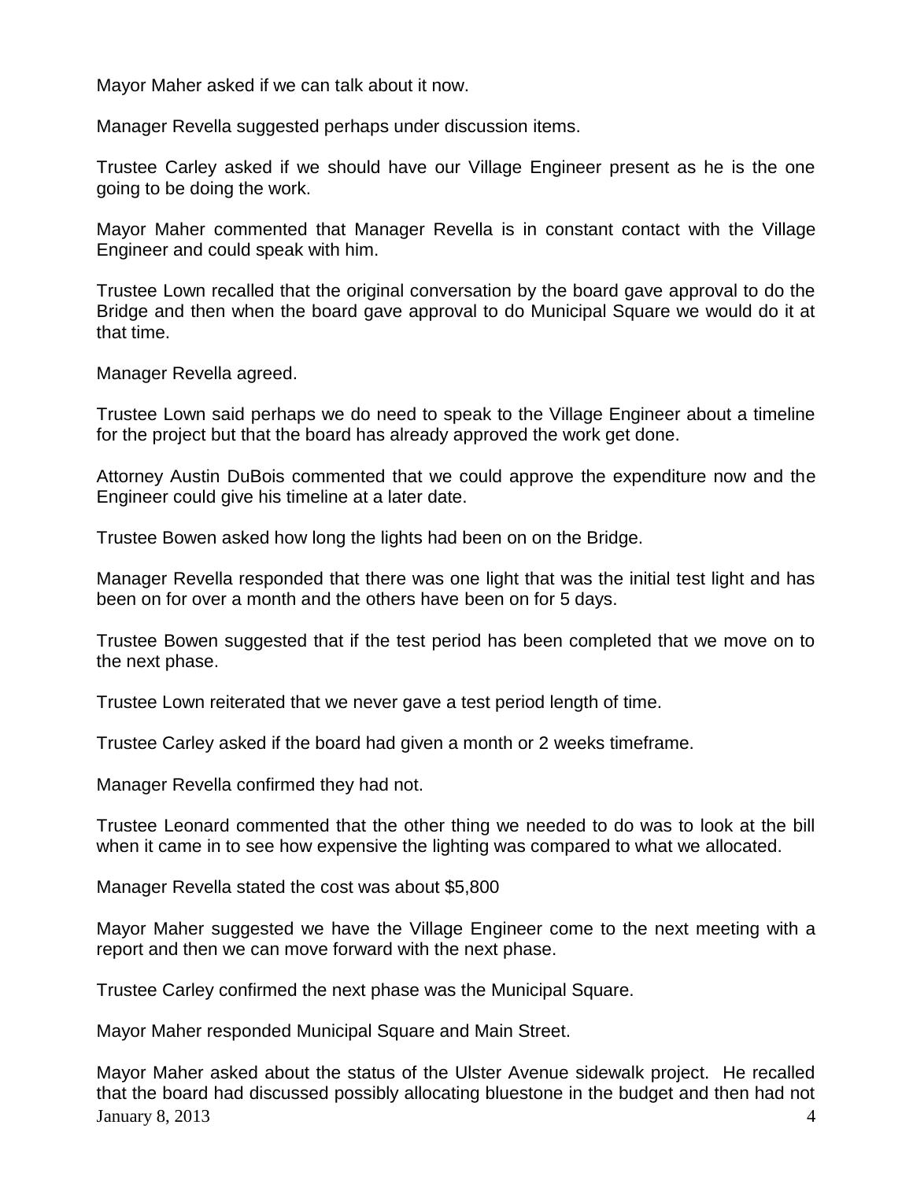Mayor Maher asked if we can talk about it now.

Manager Revella suggested perhaps under discussion items.

Trustee Carley asked if we should have our Village Engineer present as he is the one going to be doing the work.

Mayor Maher commented that Manager Revella is in constant contact with the Village Engineer and could speak with him.

Trustee Lown recalled that the original conversation by the board gave approval to do the Bridge and then when the board gave approval to do Municipal Square we would do it at that time.

Manager Revella agreed.

Trustee Lown said perhaps we do need to speak to the Village Engineer about a timeline for the project but that the board has already approved the work get done.

Attorney Austin DuBois commented that we could approve the expenditure now and the Engineer could give his timeline at a later date.

Trustee Bowen asked how long the lights had been on on the Bridge.

Manager Revella responded that there was one light that was the initial test light and has been on for over a month and the others have been on for 5 days.

Trustee Bowen suggested that if the test period has been completed that we move on to the next phase.

Trustee Lown reiterated that we never gave a test period length of time.

Trustee Carley asked if the board had given a month or 2 weeks timeframe.

Manager Revella confirmed they had not.

Trustee Leonard commented that the other thing we needed to do was to look at the bill when it came in to see how expensive the lighting was compared to what we allocated.

Manager Revella stated the cost was about $5,800

Mayor Maher suggested we have the Village Engineer come to the next meeting with a report and then we can move forward with the next phase.

Trustee Carley confirmed the next phase was the Municipal Square.

Mayor Maher responded Municipal Square and Main Street.

Mayor Maher asked about the status of the Ulster Avenue sidewalk project. He recalled that the board had discussed possibly allocating bluestone in the budget and then had not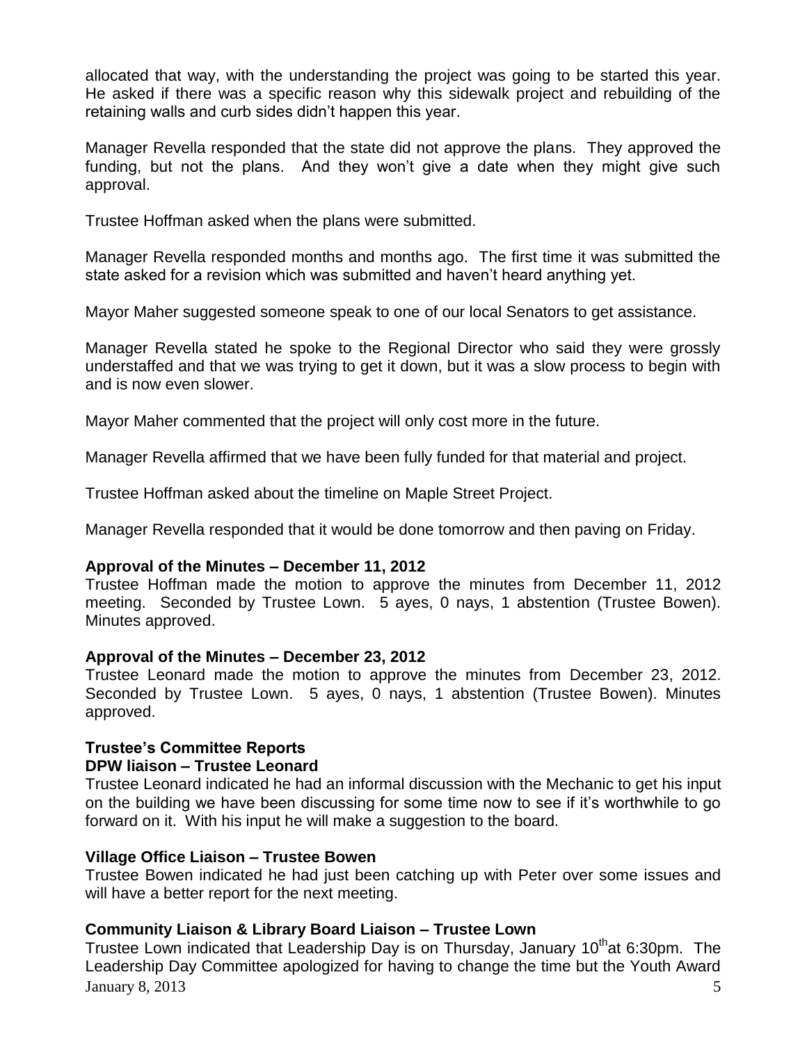allocated that way, with the understanding the project was going to be started this year. He asked if there was a specific reason why this sidewalk project and rebuilding of the retaining walls and curb sides didn't happen this year.

Manager Revella responded that the state did not approve the plans. They approved the funding, but not the plans. And they won't give a date when they might give such approval.

Trustee Hoffman asked when the plans were submitted.

Manager Revella responded months and months ago. The first time it was submitted the state asked for a revision which was submitted and haven't heard anything yet.

Mayor Maher suggested someone speak to one of our local Senators to get assistance.

Manager Revella stated he spoke to the Regional Director who said they were grossly understaffed and that we was trying to get it down, but it was a slow process to begin with and is now even slower.

Mayor Maher commented that the project will only cost more in the future.

Manager Revella affirmed that we have been fully funded for that material and project.

Trustee Hoffman asked about the timeline on Maple Street Project.

Manager Revella responded that it would be done tomorrow and then paving on Friday.

**Approval of the Minutes – December 11, 2012**
Trustee Hoffman made the motion to approve the minutes from December 11, 2012 meeting. Seconded by Trustee Lown. 5 ayes, 0 nays, 1 abstention (Trustee Bowen). Minutes approved.

**Approval of the Minutes – December 23, 2012**
Trustee Leonard made the motion to approve the minutes from December 23, 2012. Seconded by Trustee Lown. 5 ayes, 0 nays, 1 abstention (Trustee Bowen). Minutes approved.

**Trustee's Committee Reports**
**DPW liaison – Trustee Leonard**
Trustee Leonard indicated he had an informal discussion with the Mechanic to get his input on the building we have been discussing for some time now to see if it's worthwhile to go forward on it. With his input he will make a suggestion to the board.

**Village Office Liaison – Trustee Bowen**
Trustee Bowen indicated he had just been catching up with Peter over some issues and will have a better report for the next meeting.

**Community Liaison & Library Board Liaison – Trustee Lown**
Trustee Lown indicated that Leadership Day is on Thursday, January 10th at 6:30pm. The Leadership Day Committee apologized for having to change the time but the Youth Award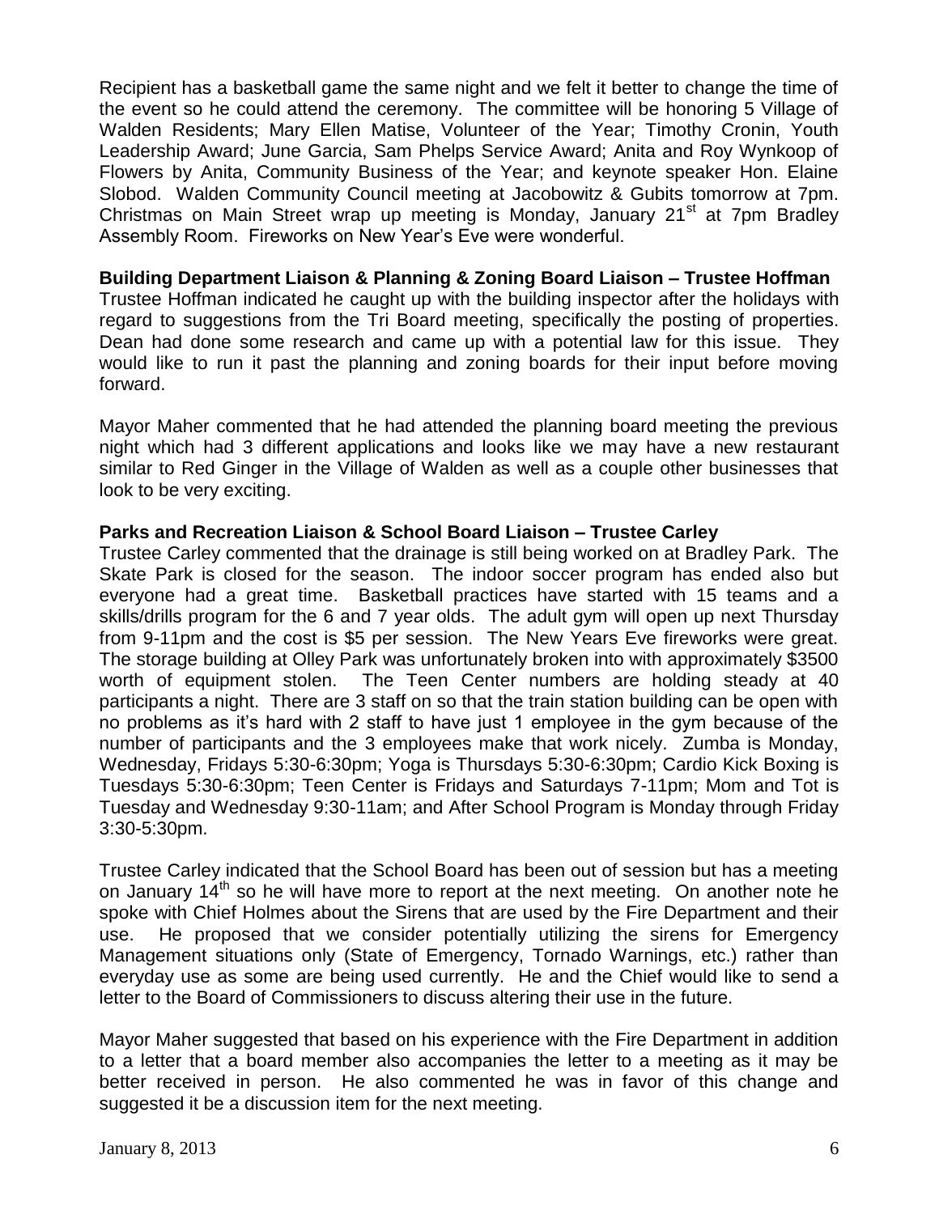Recipient has a basketball game the same night and we felt it better to change the time of the event so he could attend the ceremony. The committee will be honoring 5 Village of Walden Residents; Mary Ellen Matise, Volunteer of the Year; Timothy Cronin, Youth Leadership Award; June Garcia, Sam Phelps Service Award; Anita and Roy Wynkoop of Flowers by Anita, Community Business of the Year; and keynote speaker Hon. Elaine Slobod. Walden Community Council meeting at Jacobowitz & Gubits tomorrow at 7pm. Christmas on Main Street wrap up meeting is Monday, January 21st at 7pm Bradley Assembly Room. Fireworks on New Year's Eve were wonderful.

**Building Department Liaison & Planning & Zoning Board Liaison – Trustee Hoffman**

Trustee Hoffman indicated he caught up with the building inspector after the holidays with regard to suggestions from the Tri Board meeting, specifically the posting of properties. Dean had done some research and came up with a potential law for this issue. They would like to run it past the planning and zoning boards for their input before moving forward.

Mayor Maher commented that he had attended the planning board meeting the previous night which had 3 different applications and looks like we may have a new restaurant similar to Red Ginger in the Village of Walden as well as a couple other businesses that look to be very exciting.

**Parks and Recreation Liaison & School Board Liaison – Trustee Carley**

Trustee Carley commented that the drainage is still being worked on at Bradley Park. The Skate Park is closed for the season. The indoor soccer program has ended also but everyone had a great time. Basketball practices have started with 15 teams and a skills/drills program for the 6 and 7 year olds. The adult gym will open up next Thursday from 9-11pm and the cost is $5 per session. The New Years Eve fireworks were great. The storage building at Olley Park was unfortunately broken into with approximately $3500 worth of equipment stolen. The Teen Center numbers are holding steady at 40 participants a night. There are 3 staff on so that the train station building can be open with no problems as it's hard with 2 staff to have just 1 employee in the gym because of the number of participants and the 3 employees make that work nicely. Zumba is Monday, Wednesday, Fridays 5:30-6:30pm; Yoga is Thursdays 5:30-6:30pm; Cardio Kick Boxing is Tuesdays 5:30-6:30pm; Teen Center is Fridays and Saturdays 7-11pm; Mom and Tot is Tuesday and Wednesday 9:30-11am; and After School Program is Monday through Friday 3:30-5:30pm.

Trustee Carley indicated that the School Board has been out of session but has a meeting on January 14th so he will have more to report at the next meeting. On another note he spoke with Chief Holmes about the Sirens that are used by the Fire Department and their use. He proposed that we consider potentially utilizing the sirens for Emergency Management situations only (State of Emergency, Tornado Warnings, etc.) rather than everyday use as some are being used currently. He and the Chief would like to send a letter to the Board of Commissioners to discuss altering their use in the future.

Mayor Maher suggested that based on his experience with the Fire Department in addition to a letter that a board member also accompanies the letter to a meeting as it may be better received in person. He also commented he was in favor of this change and suggested it be a discussion item for the next meeting.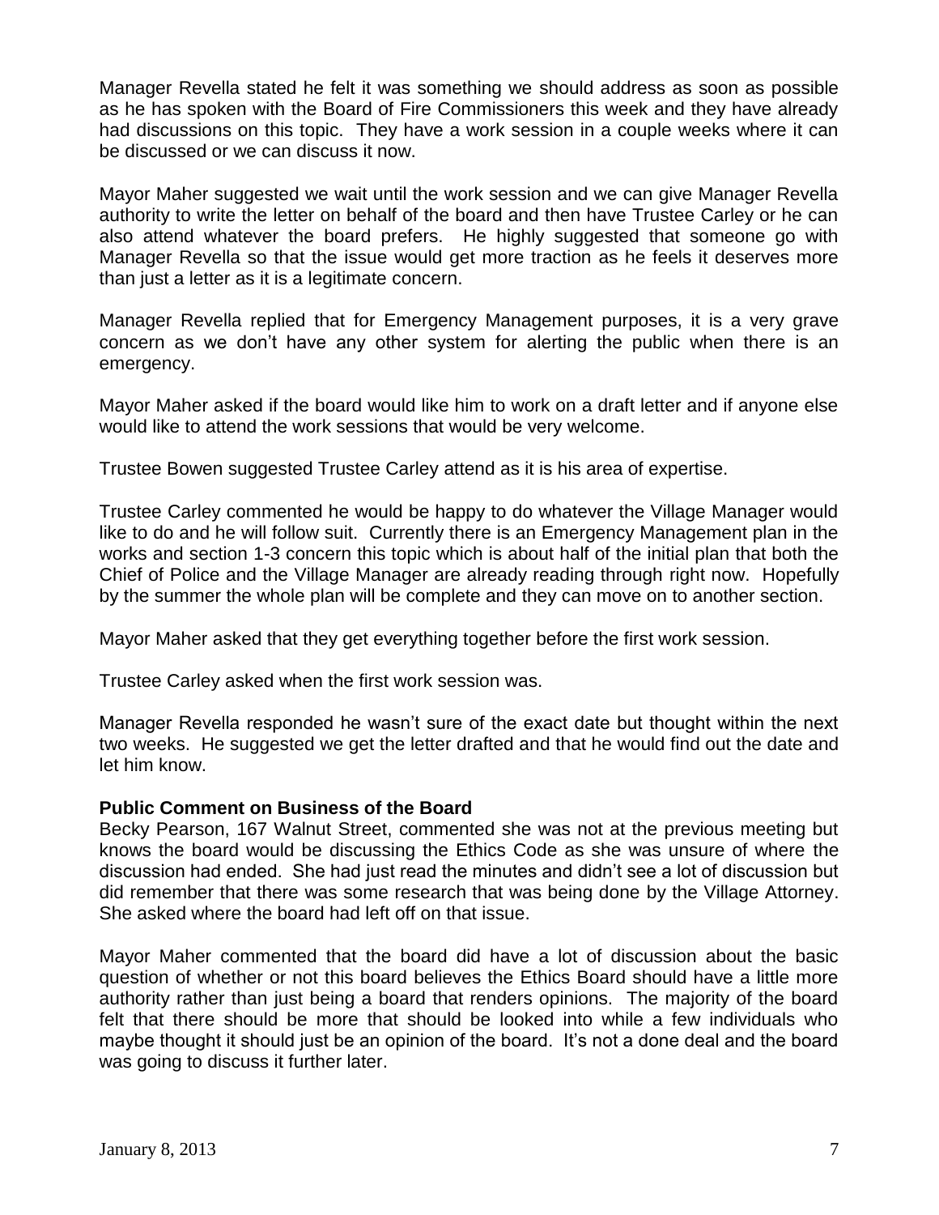Manager Revella stated he felt it was something we should address as soon as possible as he has spoken with the Board of Fire Commissioners this week and they have already had discussions on this topic. They have a work session in a couple weeks where it can be discussed or we can discuss it now.

Mayor Maher suggested we wait until the work session and we can give Manager Revella authority to write the letter on behalf of the board and then have Trustee Carley or he can also attend whatever the board prefers. He highly suggested that someone go with Manager Revella so that the issue would get more traction as he feels it deserves more than just a letter as it is a legitimate concern.

Manager Revella replied that for Emergency Management purposes, it is a very grave concern as we don't have any other system for alerting the public when there is an emergency.

Mayor Maher asked if the board would like him to work on a draft letter and if anyone else would like to attend the work sessions that would be very welcome.

Trustee Bowen suggested Trustee Carley attend as it is his area of expertise.

Trustee Carley commented he would be happy to do whatever the Village Manager would like to do and he will follow suit. Currently there is an Emergency Management plan in the works and section 1-3 concern this topic which is about half of the initial plan that both the Chief of Police and the Village Manager are already reading through right now. Hopefully by the summer the whole plan will be complete and they can move on to another section.

Mayor Maher asked that they get everything together before the first work session.

Trustee Carley asked when the first work session was.

Manager Revella responded he wasn't sure of the exact date but thought within the next two weeks. He suggested we get the letter drafted and that he would find out the date and let him know.

**Public Comment on Business of the Board**

Becky Pearson, 167 Walnut Street, commented she was not at the previous meeting but knows the board would be discussing the Ethics Code as she was unsure of where the discussion had ended. She had just read the minutes and didn't see a lot of discussion but did remember that there was some research that was being done by the Village Attorney. She asked where the board had left off on that issue.

Mayor Maher commented that the board did have a lot of discussion about the basic question of whether or not this board believes the Ethics Board should have a little more authority rather than just being a board that renders opinions. The majority of the board felt that there should be more that should be looked into while a few individuals who maybe thought it should just be an opinion of the board. It's not a done deal and the board was going to discuss it further later.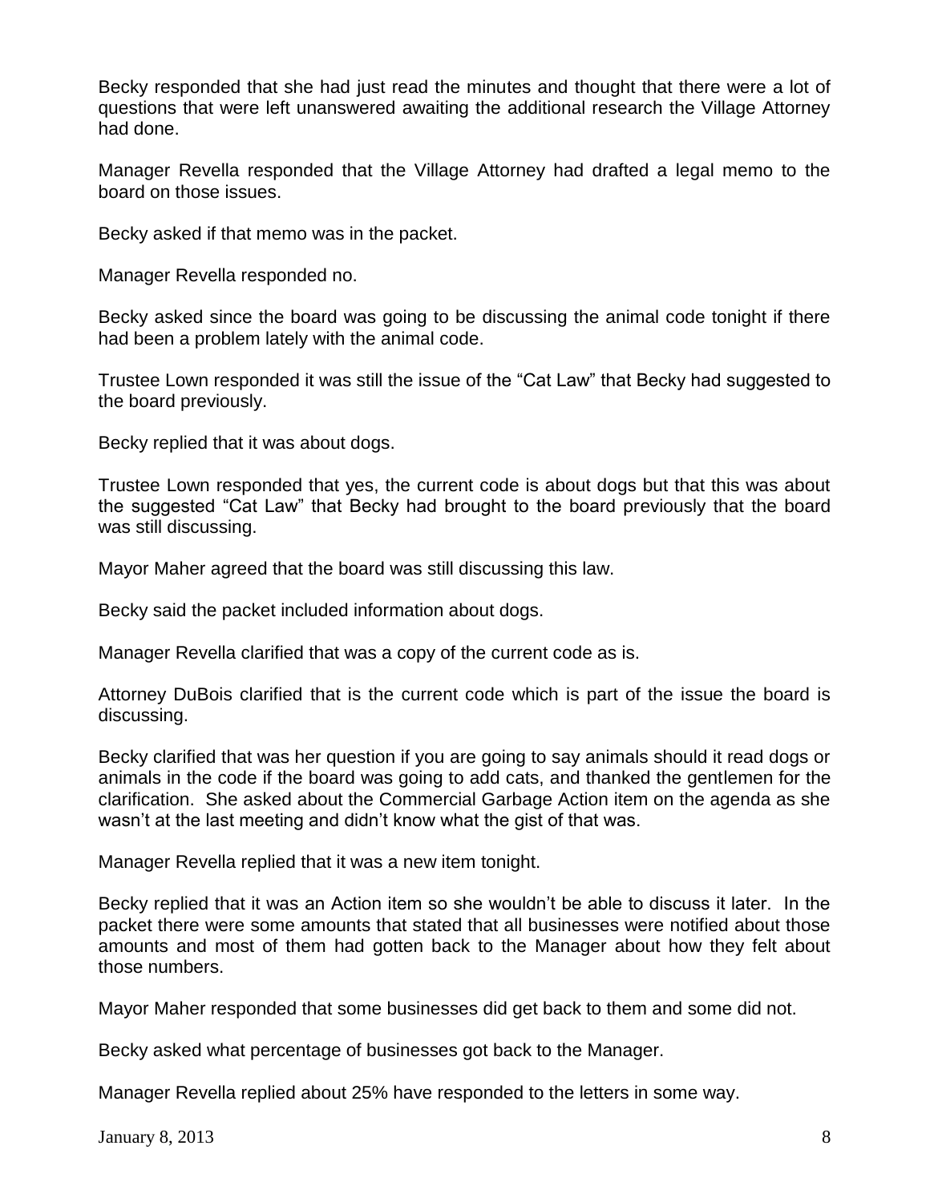Becky responded that she had just read the minutes and thought that there were a lot of questions that were left unanswered awaiting the additional research the Village Attorney had done.

Manager Revella responded that the Village Attorney had drafted a legal memo to the board on those issues.

Becky asked if that memo was in the packet.

Manager Revella responded no.

Becky asked since the board was going to be discussing the animal code tonight if there had been a problem lately with the animal code.

Trustee Lown responded it was still the issue of the "Cat Law" that Becky had suggested to the board previously.

Becky replied that it was about dogs.

Trustee Lown responded that yes, the current code is about dogs but that this was about the suggested "Cat Law" that Becky had brought to the board previously that the board was still discussing.

Mayor Maher agreed that the board was still discussing this law.

Becky said the packet included information about dogs.

Manager Revella clarified that was a copy of the current code as is.

Attorney DuBois clarified that is the current code which is part of the issue the board is discussing.

Becky clarified that was her question if you are going to say animals should it read dogs or animals in the code if the board was going to add cats, and thanked the gentlemen for the clarification. She asked about the Commercial Garbage Action item on the agenda as she wasn't at the last meeting and didn't know what the gist of that was.

Manager Revella replied that it was a new item tonight.

Becky replied that it was an Action item so she wouldn't be able to discuss it later. In the packet there were some amounts that stated that all businesses were notified about those amounts and most of them had gotten back to the Manager about how they felt about those numbers.

Mayor Maher responded that some businesses did get back to them and some did not.

Becky asked what percentage of businesses got back to the Manager.

Manager Revella replied about 25% have responded to the letters in some way.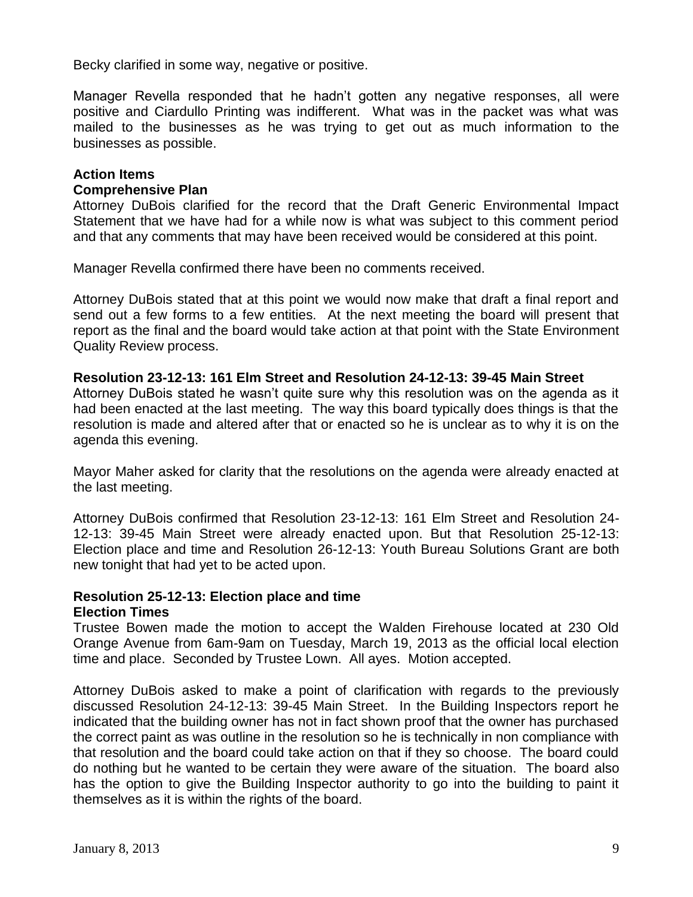Becky clarified in some way, negative or positive.

Manager Revella responded that he hadn't gotten any negative responses, all were positive and Ciardullo Printing was indifferent. What was in the packet was what was mailed to the businesses as he was trying to get out as much information to the businesses as possible.

**Action Items**

**Comprehensive Plan**

Attorney DuBois clarified for the record that the Draft Generic Environmental Impact Statement that we have had for a while now is what was subject to this comment period and that any comments that may have been received would be considered at this point.

Manager Revella confirmed there have been no comments received.

Attorney DuBois stated that at this point we would now make that draft a final report and send out a few forms to a few entities. At the next meeting the board will present that report as the final and the board would take action at that point with the State Environment Quality Review process.

**Resolution 23-12-13: 161 Elm Street and Resolution 24-12-13: 39-45 Main Street**

Attorney DuBois stated he wasn't quite sure why this resolution was on the agenda as it had been enacted at the last meeting. The way this board typically does things is that the resolution is made and altered after that or enacted so he is unclear as to why it is on the agenda this evening.

Mayor Maher asked for clarity that the resolutions on the agenda were already enacted at the last meeting.

Attorney DuBois confirmed that Resolution 23-12-13: 161 Elm Street and Resolution 24-12-13: 39-45 Main Street were already enacted upon. But that Resolution 25-12-13: Election place and time and Resolution 26-12-13: Youth Bureau Solutions Grant are both new tonight that had yet to be acted upon.

**Resolution 25-12-13: Election place and time**

**Election Times**

Trustee Bowen made the motion to accept the Walden Firehouse located at 230 Old Orange Avenue from 6am-9am on Tuesday, March 19, 2013 as the official local election time and place. Seconded by Trustee Lown. All ayes. Motion accepted.

Attorney DuBois asked to make a point of clarification with regards to the previously discussed Resolution 24-12-13: 39-45 Main Street. In the Building Inspectors report he indicated that the building owner has not in fact shown proof that the owner has purchased the correct paint as was outline in the resolution so he is technically in non compliance with that resolution and the board could take action on that if they so choose. The board could do nothing but he wanted to be certain they were aware of the situation. The board also has the option to give the Building Inspector authority to go into the building to paint it themselves as it is within the rights of the board.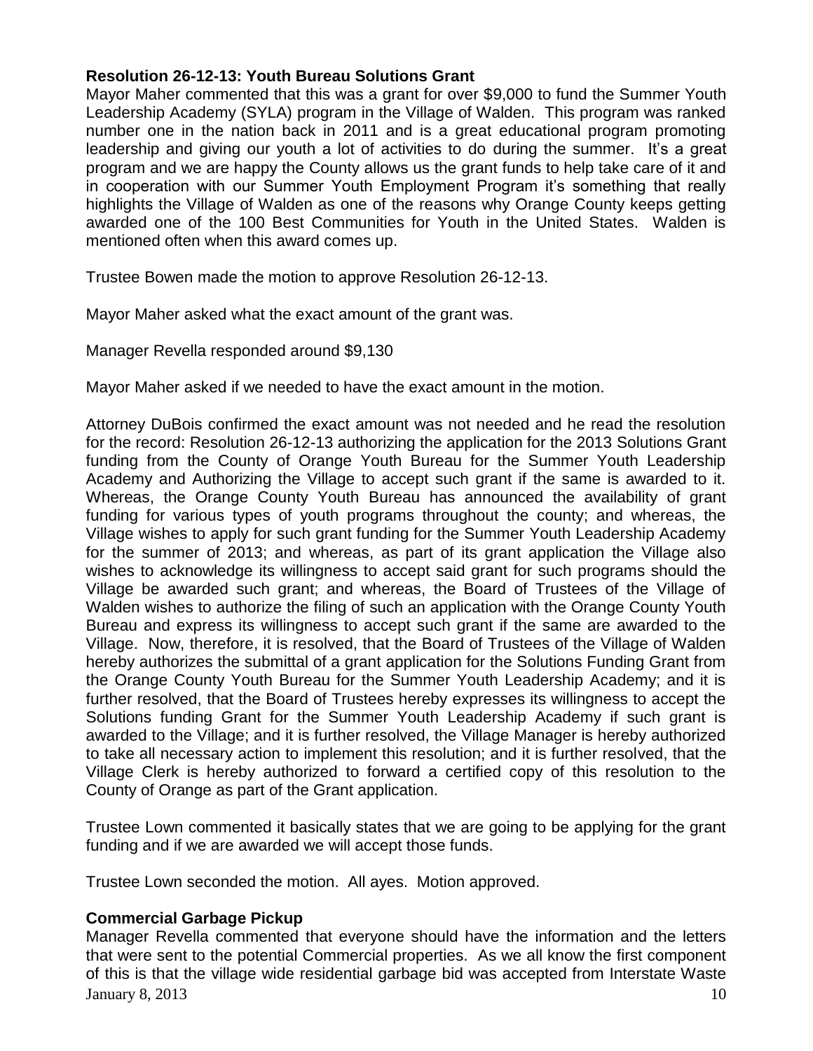**Resolution 26-12-13: Youth Bureau Solutions Grant**

Mayor Maher commented that this was a grant for over $9,000 to fund the Summer Youth Leadership Academy (SYLA) program in the Village of Walden. This program was ranked number one in the nation back in 2011 and is a great educational program promoting leadership and giving our youth a lot of activities to do during the summer. It's a great program and we are happy the County allows us the grant funds to help take care of it and in cooperation with our Summer Youth Employment Program it's something that really highlights the Village of Walden as one of the reasons why Orange County keeps getting awarded one of the 100 Best Communities for Youth in the United States. Walden is mentioned often when this award comes up.

Trustee Bowen made the motion to approve Resolution 26-12-13.

Mayor Maher asked what the exact amount of the grant was.

Manager Revella responded around $9,130

Mayor Maher asked if we needed to have the exact amount in the motion.

Attorney DuBois confirmed the exact amount was not needed and he read the resolution for the record: Resolution 26-12-13 authorizing the application for the 2013 Solutions Grant funding from the County of Orange Youth Bureau for the Summer Youth Leadership Academy and Authorizing the Village to accept such grant if the same is awarded to it. Whereas, the Orange County Youth Bureau has announced the availability of grant funding for various types of youth programs throughout the county; and whereas, the Village wishes to apply for such grant funding for the Summer Youth Leadership Academy for the summer of 2013; and whereas, as part of its grant application the Village also wishes to acknowledge its willingness to accept said grant for such programs should the Village be awarded such grant; and whereas, the Board of Trustees of the Village of Walden wishes to authorize the filing of such an application with the Orange County Youth Bureau and express its willingness to accept such grant if the same are awarded to the Village. Now, therefore, it is resolved, that the Board of Trustees of the Village of Walden hereby authorizes the submittal of a grant application for the Solutions Funding Grant from the Orange County Youth Bureau for the Summer Youth Leadership Academy; and it is further resolved, that the Board of Trustees hereby expresses its willingness to accept the Solutions funding Grant for the Summer Youth Leadership Academy if such grant is awarded to the Village; and it is further resolved, the Village Manager is hereby authorized to take all necessary action to implement this resolution; and it is further resolved, that the Village Clerk is hereby authorized to forward a certified copy of this resolution to the County of Orange as part of the Grant application.

Trustee Lown commented it basically states that we are going to be applying for the grant funding and if we are awarded we will accept those funds.

Trustee Lown seconded the motion. All ayes. Motion approved.

**Commercial Garbage Pickup**

Manager Revella commented that everyone should have the information and the letters that were sent to the potential Commercial properties. As we all know the first component of this is that the village wide residential garbage bid was accepted from Interstate Waste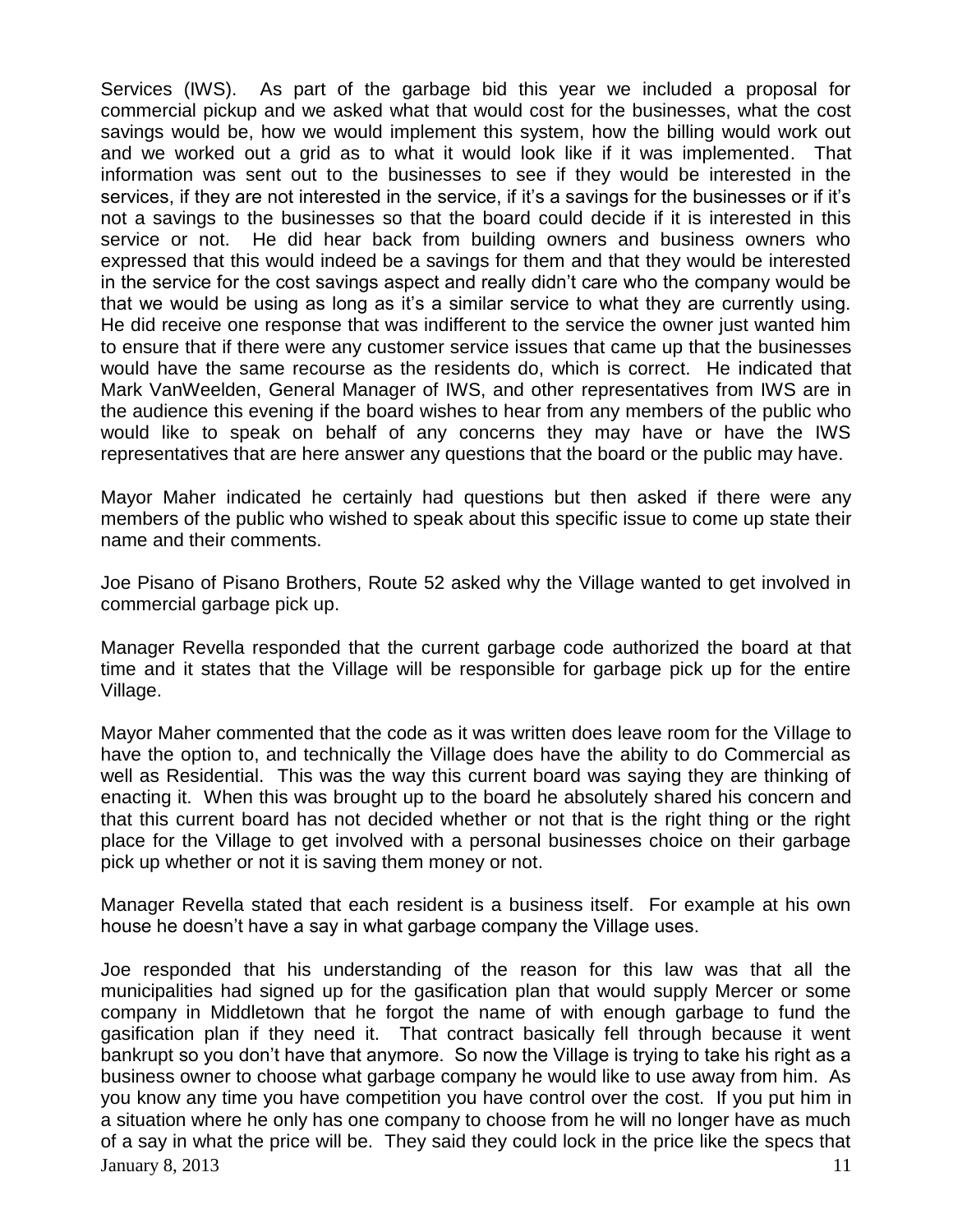Services (IWS). As part of the garbage bid this year we included a proposal for commercial pickup and we asked what that would cost for the businesses, what the cost savings would be, how we would implement this system, how the billing would work out and we worked out a grid as to what it would look like if it was implemented. That information was sent out to the businesses to see if they would be interested in the services, if they are not interested in the service, if it's a savings for the businesses or if it's not a savings to the businesses so that the board could decide if it is interested in this service or not. He did hear back from building owners and business owners who expressed that this would indeed be a savings for them and that they would be interested in the service for the cost savings aspect and really didn't care who the company would be that we would be using as long as it's a similar service to what they are currently using. He did receive one response that was indifferent to the service the owner just wanted him to ensure that if there were any customer service issues that came up that the businesses would have the same recourse as the residents do, which is correct. He indicated that Mark VanWeelden, General Manager of IWS, and other representatives from IWS are in the audience this evening if the board wishes to hear from any members of the public who would like to speak on behalf of any concerns they may have or have the IWS representatives that are here answer any questions that the board or the public may have.

Mayor Maher indicated he certainly had questions but then asked if there were any members of the public who wished to speak about this specific issue to come up state their name and their comments.

Joe Pisano of Pisano Brothers, Route 52 asked why the Village wanted to get involved in commercial garbage pick up.

Manager Revella responded that the current garbage code authorized the board at that time and it states that the Village will be responsible for garbage pick up for the entire Village.

Mayor Maher commented that the code as it was written does leave room for the Village to have the option to, and technically the Village does have the ability to do Commercial as well as Residential. This was the way this current board was saying they are thinking of enacting it. When this was brought up to the board he absolutely shared his concern and that this current board has not decided whether or not that is the right thing or the right place for the Village to get involved with a personal businesses choice on their garbage pick up whether or not it is saving them money or not.

Manager Revella stated that each resident is a business itself. For example at his own house he doesn't have a say in what garbage company the Village uses.

Joe responded that his understanding of the reason for this law was that all the municipalities had signed up for the gasification plan that would supply Mercer or some company in Middletown that he forgot the name of with enough garbage to fund the gasification plan if they need it. That contract basically fell through because it went bankrupt so you don't have that anymore. So now the Village is trying to take his right as a business owner to choose what garbage company he would like to use away from him. As you know any time you have competition you have control over the cost. If you put him in a situation where he only has one company to choose from he will no longer have as much of a say in what the price will be. They said they could lock in the price like the specs that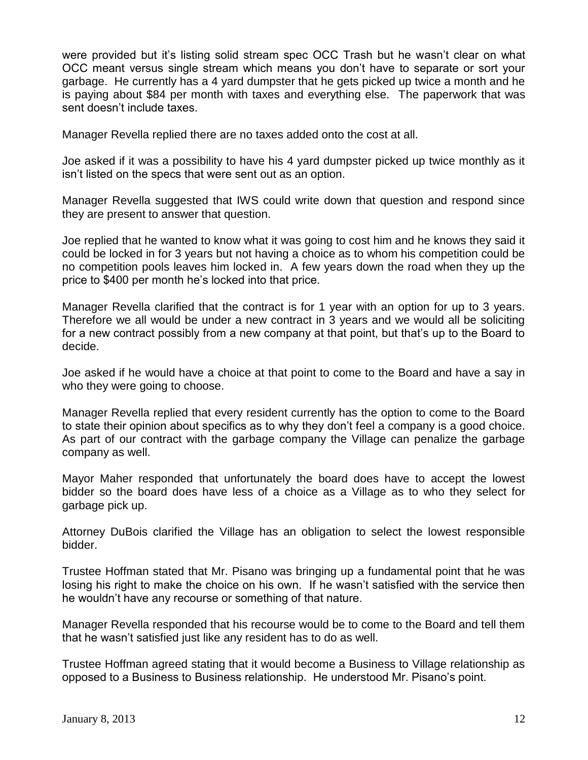were provided but it's listing solid stream spec OCC Trash but he wasn't clear on what OCC meant versus single stream which means you don't have to separate or sort your garbage. He currently has a 4 yard dumpster that he gets picked up twice a month and he is paying about $84 per month with taxes and everything else. The paperwork that was sent doesn't include taxes.

Manager Revella replied there are no taxes added onto the cost at all.

Joe asked if it was a possibility to have his 4 yard dumpster picked up twice monthly as it isn't listed on the specs that were sent out as an option.

Manager Revella suggested that IWS could write down that question and respond since they are present to answer that question.

Joe replied that he wanted to know what it was going to cost him and he knows they said it could be locked in for 3 years but not having a choice as to whom his competition could be no competition pools leaves him locked in. A few years down the road when they up the price to $400 per month he's locked into that price.

Manager Revella clarified that the contract is for 1 year with an option for up to 3 years. Therefore we all would be under a new contract in 3 years and we would all be soliciting for a new contract possibly from a new company at that point, but that's up to the Board to decide.

Joe asked if he would have a choice at that point to come to the Board and have a say in who they were going to choose.

Manager Revella replied that every resident currently has the option to come to the Board to state their opinion about specifics as to why they don't feel a company is a good choice. As part of our contract with the garbage company the Village can penalize the garbage company as well.

Mayor Maher responded that unfortunately the board does have to accept the lowest bidder so the board does have less of a choice as a Village as to who they select for garbage pick up.

Attorney DuBois clarified the Village has an obligation to select the lowest responsible bidder.

Trustee Hoffman stated that Mr. Pisano was bringing up a fundamental point that he was losing his right to make the choice on his own. If he wasn't satisfied with the service then he wouldn't have any recourse or something of that nature.

Manager Revella responded that his recourse would be to come to the Board and tell them that he wasn't satisfied just like any resident has to do as well.

Trustee Hoffman agreed stating that it would become a Business to Village relationship as opposed to a Business to Business relationship. He understood Mr. Pisano's point.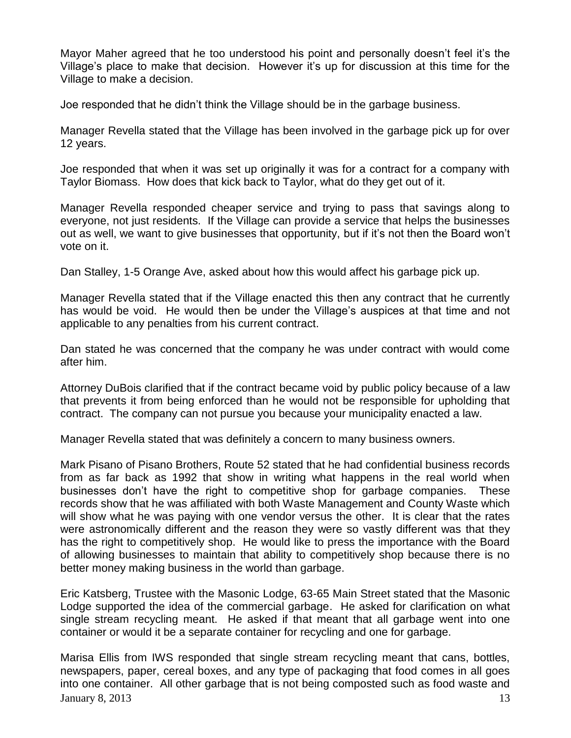Mayor Maher agreed that he too understood his point and personally doesn't feel it's the Village's place to make that decision. However it's up for discussion at this time for the Village to make a decision.

Joe responded that he didn't think the Village should be in the garbage business.

Manager Revella stated that the Village has been involved in the garbage pick up for over 12 years.

Joe responded that when it was set up originally it was for a contract for a company with Taylor Biomass. How does that kick back to Taylor, what do they get out of it.

Manager Revella responded cheaper service and trying to pass that savings along to everyone, not just residents. If the Village can provide a service that helps the businesses out as well, we want to give businesses that opportunity, but if it's not then the Board won't vote on it.

Dan Stalley, 1-5 Orange Ave, asked about how this would affect his garbage pick up.

Manager Revella stated that if the Village enacted this then any contract that he currently has would be void. He would then be under the Village's auspices at that time and not applicable to any penalties from his current contract.

Dan stated he was concerned that the company he was under contract with would come after him.

Attorney DuBois clarified that if the contract became void by public policy because of a law that prevents it from being enforced than he would not be responsible for upholding that contract. The company can not pursue you because your municipality enacted a law.

Manager Revella stated that was definitely a concern to many business owners.

Mark Pisano of Pisano Brothers, Route 52 stated that he had confidential business records from as far back as 1992 that show in writing what happens in the real world when businesses don't have the right to competitive shop for garbage companies. These records show that he was affiliated with both Waste Management and County Waste which will show what he was paying with one vendor versus the other. It is clear that the rates were astronomically different and the reason they were so vastly different was that they has the right to competitively shop. He would like to press the importance with the Board of allowing businesses to maintain that ability to competitively shop because there is no better money making business in the world than garbage.

Eric Katsberg, Trustee with the Masonic Lodge, 63-65 Main Street stated that the Masonic Lodge supported the idea of the commercial garbage. He asked for clarification on what single stream recycling meant. He asked if that meant that all garbage went into one container or would it be a separate container for recycling and one for garbage.

Marisa Ellis from IWS responded that single stream recycling meant that cans, bottles, newspapers, paper, cereal boxes, and any type of packaging that food comes in all goes into one container. All other garbage that is not being composted such as food waste and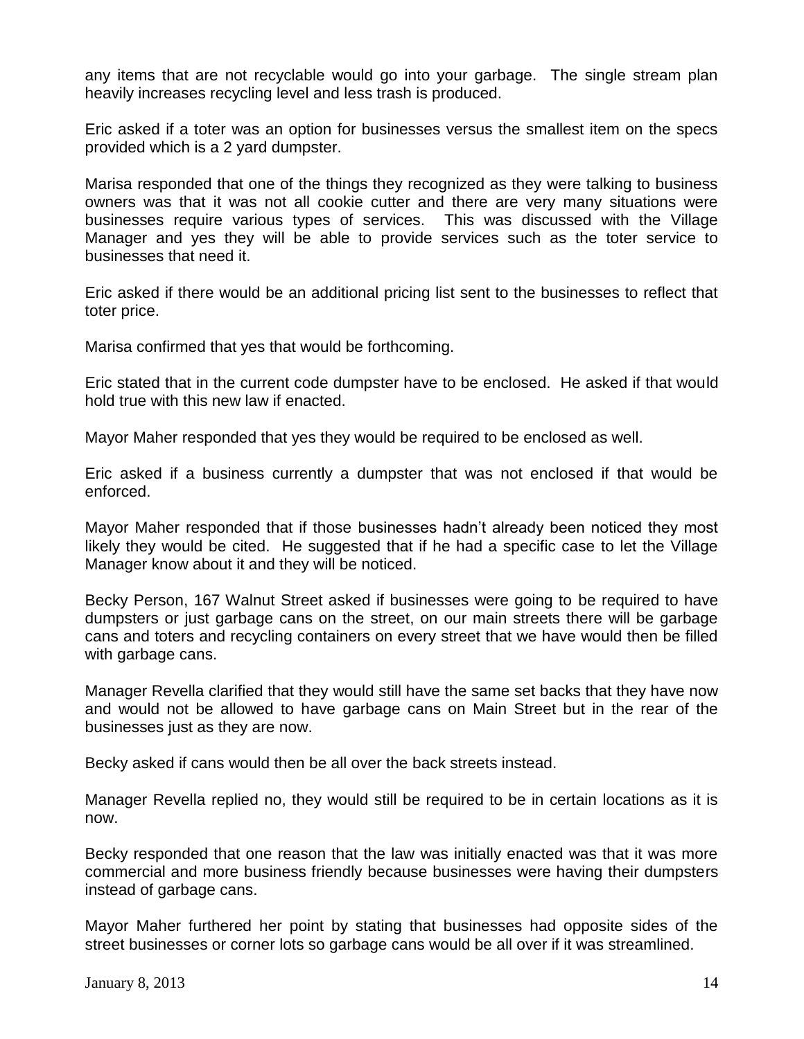any items that are not recyclable would go into your garbage. The single stream plan heavily increases recycling level and less trash is produced.

Eric asked if a toter was an option for businesses versus the smallest item on the specs provided which is a 2 yard dumpster.

Marisa responded that one of the things they recognized as they were talking to business owners was that it was not all cookie cutter and there are very many situations were businesses require various types of services. This was discussed with the Village Manager and yes they will be able to provide services such as the toter service to businesses that need it.

Eric asked if there would be an additional pricing list sent to the businesses to reflect that toter price.

Marisa confirmed that yes that would be forthcoming.

Eric stated that in the current code dumpster have to be enclosed. He asked if that would hold true with this new law if enacted.

Mayor Maher responded that yes they would be required to be enclosed as well.

Eric asked if a business currently a dumpster that was not enclosed if that would be enforced.

Mayor Maher responded that if those businesses hadn't already been noticed they most likely they would be cited. He suggested that if he had a specific case to let the Village Manager know about it and they will be noticed.

Becky Person, 167 Walnut Street asked if businesses were going to be required to have dumpsters or just garbage cans on the street, on our main streets there will be garbage cans and toters and recycling containers on every street that we have would then be filled with garbage cans.

Manager Revella clarified that they would still have the same set backs that they have now and would not be allowed to have garbage cans on Main Street but in the rear of the businesses just as they are now.

Becky asked if cans would then be all over the back streets instead.

Manager Revella replied no, they would still be required to be in certain locations as it is now.

Becky responded that one reason that the law was initially enacted was that it was more commercial and more business friendly because businesses were having their dumpsters instead of garbage cans.

Mayor Maher furthered her point by stating that businesses had opposite sides of the street businesses or corner lots so garbage cans would be all over if it was streamlined.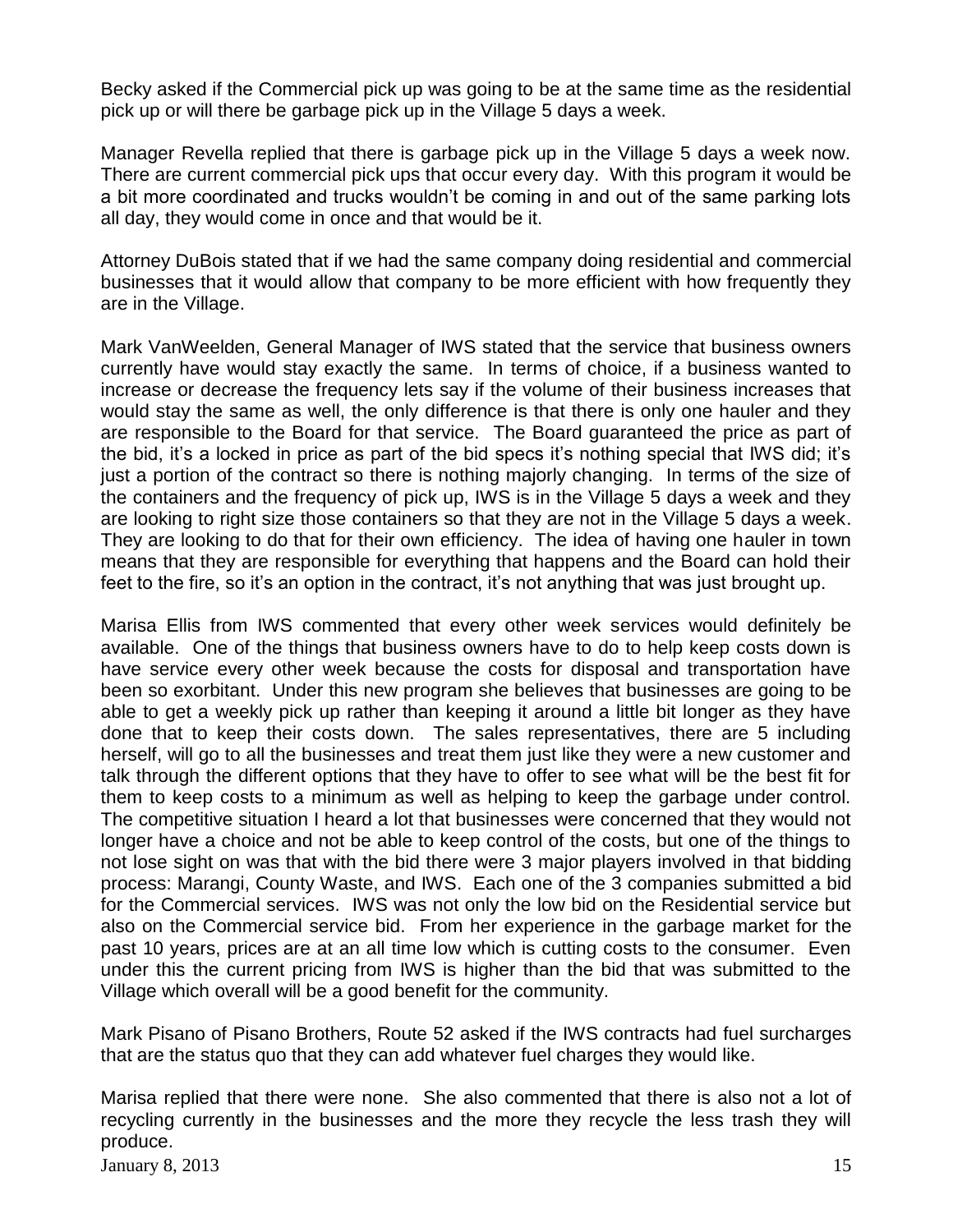Becky asked if the Commercial pick up was going to be at the same time as the residential pick up or will there be garbage pick up in the Village 5 days a week.

Manager Revella replied that there is garbage pick up in the Village 5 days a week now. There are current commercial pick ups that occur every day. With this program it would be a bit more coordinated and trucks wouldn't be coming in and out of the same parking lots all day, they would come in once and that would be it.

Attorney DuBois stated that if we had the same company doing residential and commercial businesses that it would allow that company to be more efficient with how frequently they are in the Village.

Mark VanWeelden, General Manager of IWS stated that the service that business owners currently have would stay exactly the same. In terms of choice, if a business wanted to increase or decrease the frequency lets say if the volume of their business increases that would stay the same as well, the only difference is that there is only one hauler and they are responsible to the Board for that service. The Board guaranteed the price as part of the bid, it's a locked in price as part of the bid specs it's nothing special that IWS did; it's just a portion of the contract so there is nothing majorly changing. In terms of the size of the containers and the frequency of pick up, IWS is in the Village 5 days a week and they are looking to right size those containers so that they are not in the Village 5 days a week. They are looking to do that for their own efficiency. The idea of having one hauler in town means that they are responsible for everything that happens and the Board can hold their feet to the fire, so it's an option in the contract, it's not anything that was just brought up.

Marisa Ellis from IWS commented that every other week services would definitely be available. One of the things that business owners have to do to help keep costs down is have service every other week because the costs for disposal and transportation have been so exorbitant. Under this new program she believes that businesses are going to be able to get a weekly pick up rather than keeping it around a little bit longer as they have done that to keep their costs down. The sales representatives, there are 5 including herself, will go to all the businesses and treat them just like they were a new customer and talk through the different options that they have to offer to see what will be the best fit for them to keep costs to a minimum as well as helping to keep the garbage under control. The competitive situation I heard a lot that businesses were concerned that they would not longer have a choice and not be able to keep control of the costs, but one of the things to not lose sight on was that with the bid there were 3 major players involved in that bidding process: Marangi, County Waste, and IWS. Each one of the 3 companies submitted a bid for the Commercial services. IWS was not only the low bid on the Residential service but also on the Commercial service bid. From her experience in the garbage market for the past 10 years, prices are at an all time low which is cutting costs to the consumer. Even under this the current pricing from IWS is higher than the bid that was submitted to the Village which overall will be a good benefit for the community.

Mark Pisano of Pisano Brothers, Route 52 asked if the IWS contracts had fuel surcharges that are the status quo that they can add whatever fuel charges they would like.

Marisa replied that there were none. She also commented that there is also not a lot of recycling currently in the businesses and the more they recycle the less trash they will produce.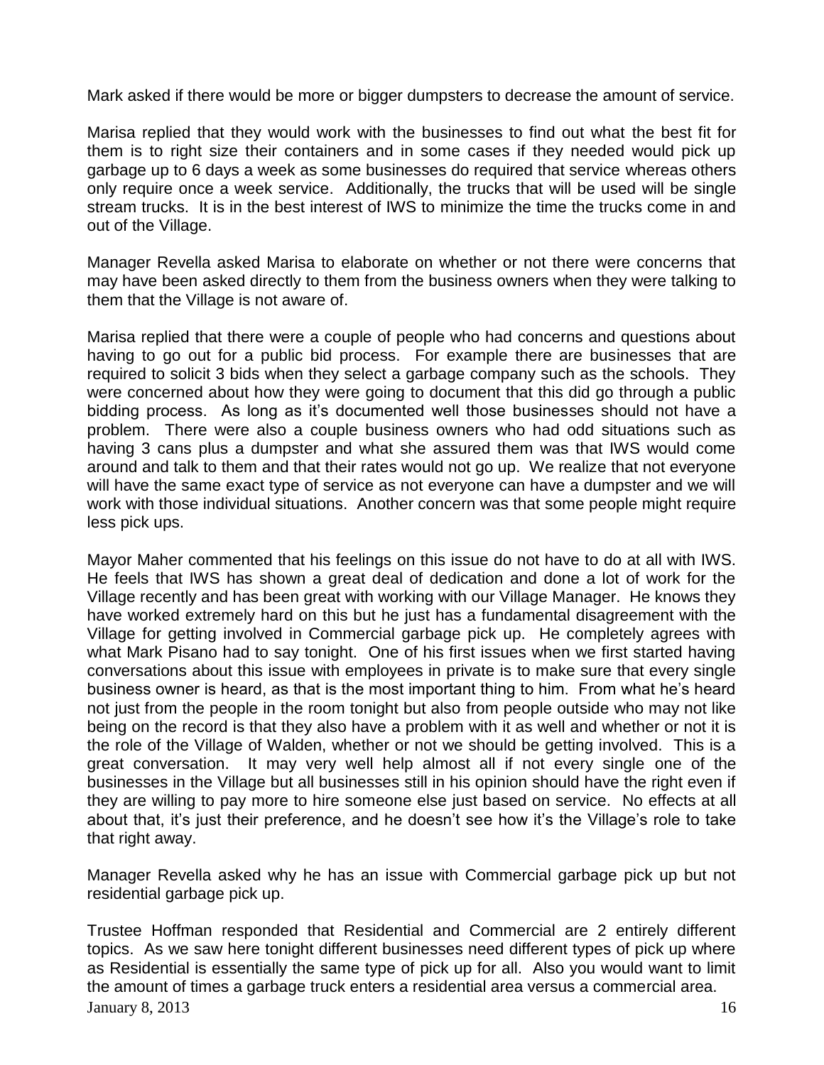Mark asked if there would be more or bigger dumpsters to decrease the amount of service.

Marisa replied that they would work with the businesses to find out what the best fit for them is to right size their containers and in some cases if they needed would pick up garbage up to 6 days a week as some businesses do required that service whereas others only require once a week service. Additionally, the trucks that will be used will be single stream trucks. It is in the best interest of IWS to minimize the time the trucks come in and out of the Village.

Manager Revella asked Marisa to elaborate on whether or not there were concerns that may have been asked directly to them from the business owners when they were talking to them that the Village is not aware of.

Marisa replied that there were a couple of people who had concerns and questions about having to go out for a public bid process. For example there are businesses that are required to solicit 3 bids when they select a garbage company such as the schools. They were concerned about how they were going to document that this did go through a public bidding process. As long as it's documented well those businesses should not have a problem. There were also a couple business owners who had odd situations such as having 3 cans plus a dumpster and what she assured them was that IWS would come around and talk to them and that their rates would not go up. We realize that not everyone will have the same exact type of service as not everyone can have a dumpster and we will work with those individual situations. Another concern was that some people might require less pick ups.

Mayor Maher commented that his feelings on this issue do not have to do at all with IWS. He feels that IWS has shown a great deal of dedication and done a lot of work for the Village recently and has been great with working with our Village Manager. He knows they have worked extremely hard on this but he just has a fundamental disagreement with the Village for getting involved in Commercial garbage pick up. He completely agrees with what Mark Pisano had to say tonight. One of his first issues when we first started having conversations about this issue with employees in private is to make sure that every single business owner is heard, as that is the most important thing to him. From what he's heard not just from the people in the room tonight but also from people outside who may not like being on the record is that they also have a problem with it as well and whether or not it is the role of the Village of Walden, whether or not we should be getting involved. This is a great conversation. It may very well help almost all if not every single one of the businesses in the Village but all businesses still in his opinion should have the right even if they are willing to pay more to hire someone else just based on service. No effects at all about that, it's just their preference, and he doesn't see how it's the Village's role to take that right away.

Manager Revella asked why he has an issue with Commercial garbage pick up but not residential garbage pick up.

Trustee Hoffman responded that Residential and Commercial are 2 entirely different topics. As we saw here tonight different businesses need different types of pick up where as Residential is essentially the same type of pick up for all. Also you would want to limit the amount of times a garbage truck enters a residential area versus a commercial area.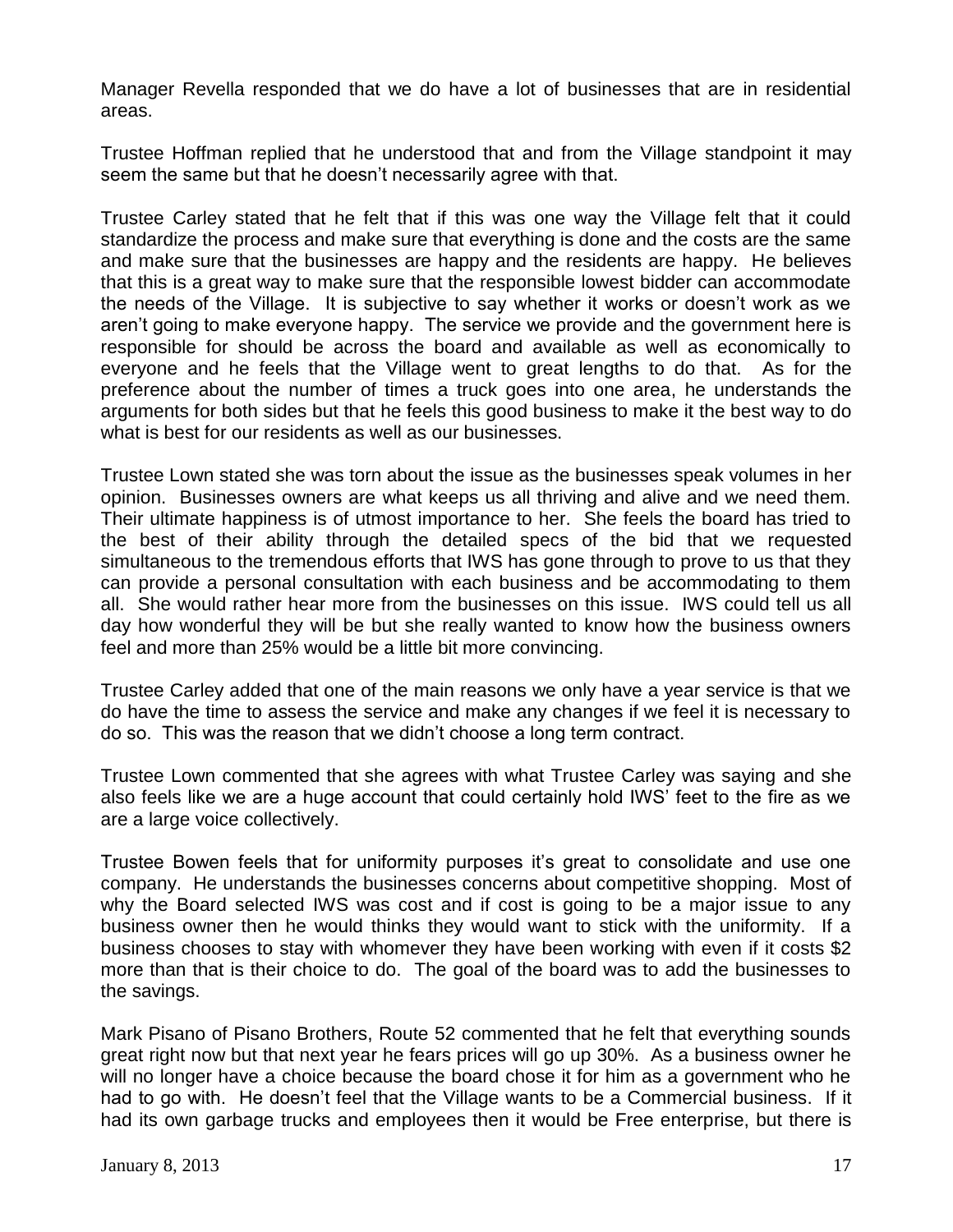Manager Revella responded that we do have a lot of businesses that are in residential areas.

Trustee Hoffman replied that he understood that and from the Village standpoint it may seem the same but that he doesn't necessarily agree with that.

Trustee Carley stated that he felt that if this was one way the Village felt that it could standardize the process and make sure that everything is done and the costs are the same and make sure that the businesses are happy and the residents are happy. He believes that this is a great way to make sure that the responsible lowest bidder can accommodate the needs of the Village. It is subjective to say whether it works or doesn't work as we aren't going to make everyone happy. The service we provide and the government here is responsible for should be across the board and available as well as economically to everyone and he feels that the Village went to great lengths to do that. As for the preference about the number of times a truck goes into one area, he understands the arguments for both sides but that he feels this good business to make it the best way to do what is best for our residents as well as our businesses.

Trustee Lown stated she was torn about the issue as the businesses speak volumes in her opinion. Businesses owners are what keeps us all thriving and alive and we need them. Their ultimate happiness is of utmost importance to her. She feels the board has tried to the best of their ability through the detailed specs of the bid that we requested simultaneous to the tremendous efforts that IWS has gone through to prove to us that they can provide a personal consultation with each business and be accommodating to them all. She would rather hear more from the businesses on this issue. IWS could tell us all day how wonderful they will be but she really wanted to know how the business owners feel and more than 25% would be a little bit more convincing.

Trustee Carley added that one of the main reasons we only have a year service is that we do have the time to assess the service and make any changes if we feel it is necessary to do so. This was the reason that we didn't choose a long term contract.

Trustee Lown commented that she agrees with what Trustee Carley was saying and she also feels like we are a huge account that could certainly hold IWS' feet to the fire as we are a large voice collectively.

Trustee Bowen feels that for uniformity purposes it's great to consolidate and use one company. He understands the businesses concerns about competitive shopping. Most of why the Board selected IWS was cost and if cost is going to be a major issue to any business owner then he would thinks they would want to stick with the uniformity. If a business chooses to stay with whomever they have been working with even if it costs $2 more than that is their choice to do. The goal of the board was to add the businesses to the savings.

Mark Pisano of Pisano Brothers, Route 52 commented that he felt that everything sounds great right now but that next year he fears prices will go up 30%. As a business owner he will no longer have a choice because the board chose it for him as a government who he had to go with. He doesn't feel that the Village wants to be a Commercial business. If it had its own garbage trucks and employees then it would be Free enterprise, but there is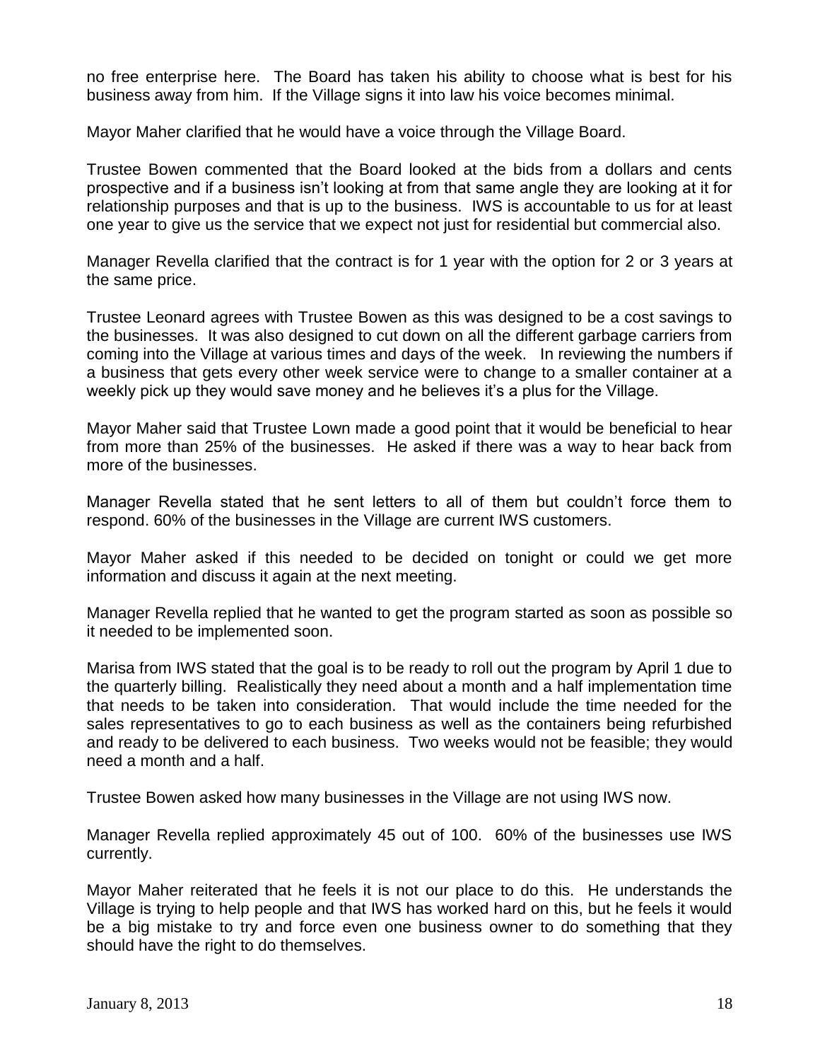no free enterprise here. The Board has taken his ability to choose what is best for his business away from him. If the Village signs it into law his voice becomes minimal.

Mayor Maher clarified that he would have a voice through the Village Board.

Trustee Bowen commented that the Board looked at the bids from a dollars and cents prospective and if a business isn't looking at from that same angle they are looking at it for relationship purposes and that is up to the business. IWS is accountable to us for at least one year to give us the service that we expect not just for residential but commercial also.

Manager Revella clarified that the contract is for 1 year with the option for 2 or 3 years at the same price.

Trustee Leonard agrees with Trustee Bowen as this was designed to be a cost savings to the businesses. It was also designed to cut down on all the different garbage carriers from coming into the Village at various times and days of the week. In reviewing the numbers if a business that gets every other week service were to change to a smaller container at a weekly pick up they would save money and he believes it's a plus for the Village.

Mayor Maher said that Trustee Lown made a good point that it would be beneficial to hear from more than 25% of the businesses. He asked if there was a way to hear back from more of the businesses.

Manager Revella stated that he sent letters to all of them but couldn't force them to respond. 60% of the businesses in the Village are current IWS customers.

Mayor Maher asked if this needed to be decided on tonight or could we get more information and discuss it again at the next meeting.

Manager Revella replied that he wanted to get the program started as soon as possible so it needed to be implemented soon.

Marisa from IWS stated that the goal is to be ready to roll out the program by April 1 due to the quarterly billing. Realistically they need about a month and a half implementation time that needs to be taken into consideration. That would include the time needed for the sales representatives to go to each business as well as the containers being refurbished and ready to be delivered to each business. Two weeks would not be feasible; they would need a month and a half.

Trustee Bowen asked how many businesses in the Village are not using IWS now.

Manager Revella replied approximately 45 out of 100. 60% of the businesses use IWS currently.

Mayor Maher reiterated that he feels it is not our place to do this. He understands the Village is trying to help people and that IWS has worked hard on this, but he feels it would be a big mistake to try and force even one business owner to do something that they should have the right to do themselves.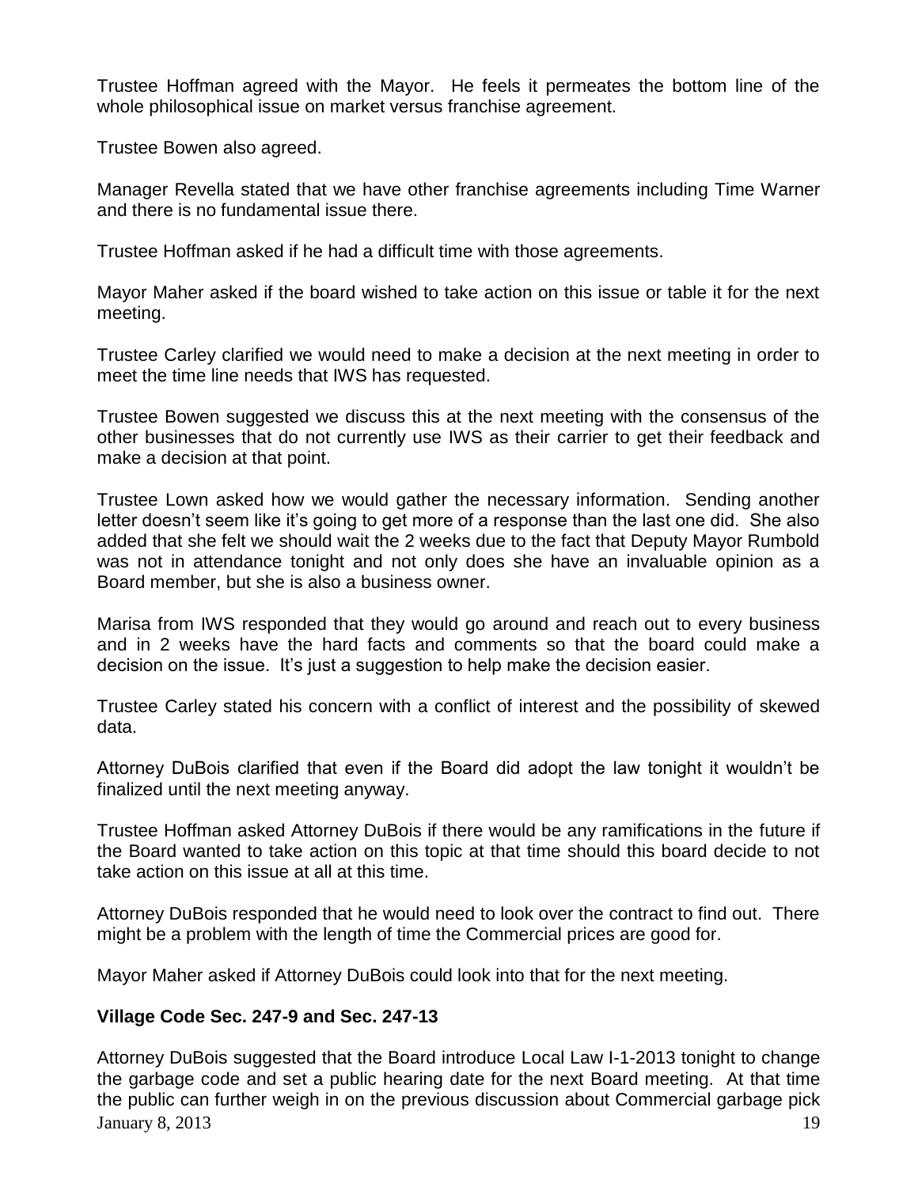Trustee Hoffman agreed with the Mayor. He feels it permeates the bottom line of the whole philosophical issue on market versus franchise agreement.

Trustee Bowen also agreed.

Manager Revella stated that we have other franchise agreements including Time Warner and there is no fundamental issue there.

Trustee Hoffman asked if he had a difficult time with those agreements.

Mayor Maher asked if the board wished to take action on this issue or table it for the next meeting.

Trustee Carley clarified we would need to make a decision at the next meeting in order to meet the time line needs that IWS has requested.

Trustee Bowen suggested we discuss this at the next meeting with the consensus of the other businesses that do not currently use IWS as their carrier to get their feedback and make a decision at that point.

Trustee Lown asked how we would gather the necessary information. Sending another letter doesn't seem like it's going to get more of a response than the last one did. She also added that she felt we should wait the 2 weeks due to the fact that Deputy Mayor Rumbold was not in attendance tonight and not only does she have an invaluable opinion as a Board member, but she is also a business owner.

Marisa from IWS responded that they would go around and reach out to every business and in 2 weeks have the hard facts and comments so that the board could make a decision on the issue. It's just a suggestion to help make the decision easier.

Trustee Carley stated his concern with a conflict of interest and the possibility of skewed data.

Attorney DuBois clarified that even if the Board did adopt the law tonight it wouldn't be finalized until the next meeting anyway.

Trustee Hoffman asked Attorney DuBois if there would be any ramifications in the future if the Board wanted to take action on this topic at that time should this board decide to not take action on this issue at all at this time.

Attorney DuBois responded that he would need to look over the contract to find out. There might be a problem with the length of time the Commercial prices are good for.

Mayor Maher asked if Attorney DuBois could look into that for the next meeting.

**Village Code Sec. 247-9 and Sec. 247-13**

Attorney DuBois suggested that the Board introduce Local Law I-1-2013 tonight to change the garbage code and set a public hearing date for the next Board meeting. At that time the public can further weigh in on the previous discussion about Commercial garbage pick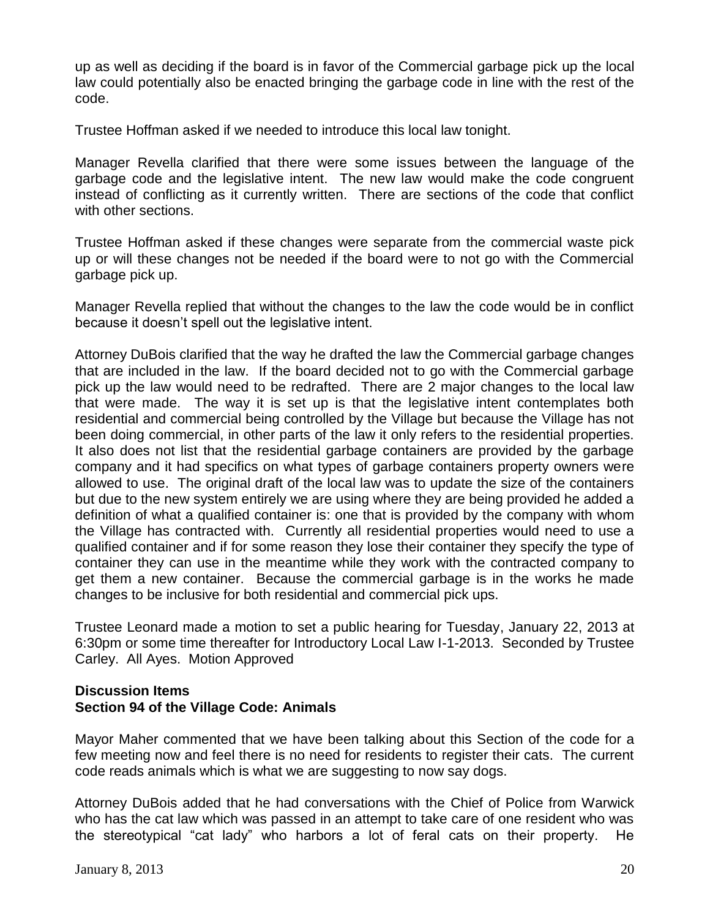up as well as deciding if the board is in favor of the Commercial garbage pick up the local law could potentially also be enacted bringing the garbage code in line with the rest of the code.

Trustee Hoffman asked if we needed to introduce this local law tonight.

Manager Revella clarified that there were some issues between the language of the garbage code and the legislative intent. The new law would make the code congruent instead of conflicting as it currently written. There are sections of the code that conflict with other sections.

Trustee Hoffman asked if these changes were separate from the commercial waste pick up or will these changes not be needed if the board were to not go with the Commercial garbage pick up.

Manager Revella replied that without the changes to the law the code would be in conflict because it doesn't spell out the legislative intent.

Attorney DuBois clarified that the way he drafted the law the Commercial garbage changes that are included in the law. If the board decided not to go with the Commercial garbage pick up the law would need to be redrafted. There are 2 major changes to the local law that were made. The way it is set up is that the legislative intent contemplates both residential and commercial being controlled by the Village but because the Village has not been doing commercial, in other parts of the law it only refers to the residential properties. It also does not list that the residential garbage containers are provided by the garbage company and it had specifics on what types of garbage containers property owners were allowed to use. The original draft of the local law was to update the size of the containers but due to the new system entirely we are using where they are being provided he added a definition of what a qualified container is: one that is provided by the company with whom the Village has contracted with. Currently all residential properties would need to use a qualified container and if for some reason they lose their container they specify the type of container they can use in the meantime while they work with the contracted company to get them a new container. Because the commercial garbage is in the works he made changes to be inclusive for both residential and commercial pick ups.

Trustee Leonard made a motion to set a public hearing for Tuesday, January 22, 2013 at 6:30pm or some time thereafter for Introductory Local Law I-1-2013. Seconded by Trustee Carley. All Ayes. Motion Approved

**Discussion Items**
**Section 94 of the Village Code: Animals**

Mayor Maher commented that we have been talking about this Section of the code for a few meeting now and feel there is no need for residents to register their cats. The current code reads animals which is what we are suggesting to now say dogs.

Attorney DuBois added that he had conversations with the Chief of Police from Warwick who has the cat law which was passed in an attempt to take care of one resident who was the stereotypical "cat lady" who harbors a lot of feral cats on their property. He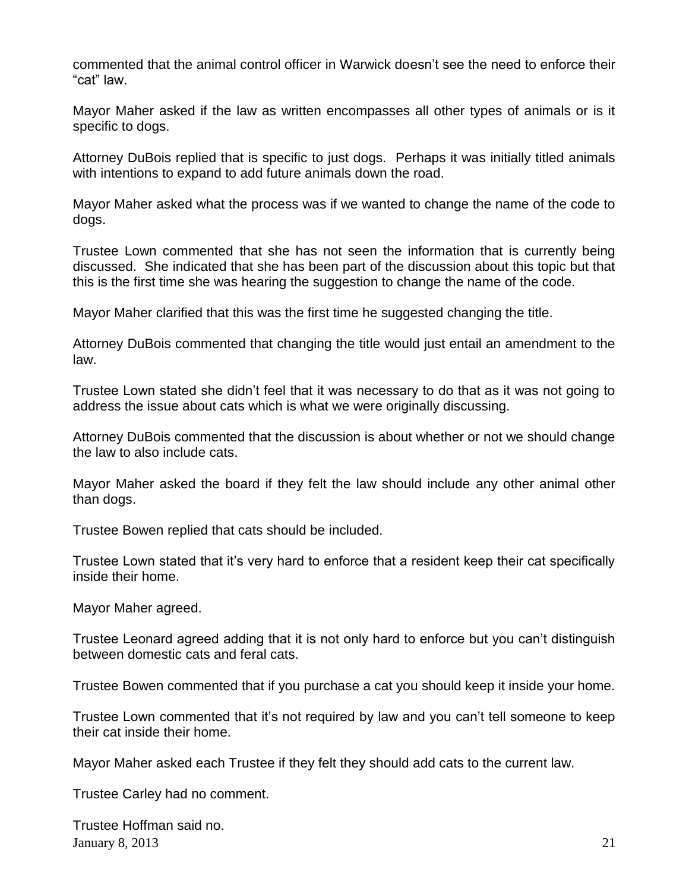commented that the animal control officer in Warwick doesn't see the need to enforce their "cat" law.

Mayor Maher asked if the law as written encompasses all other types of animals or is it specific to dogs.

Attorney DuBois replied that is specific to just dogs. Perhaps it was initially titled animals with intentions to expand to add future animals down the road.

Mayor Maher asked what the process was if we wanted to change the name of the code to dogs.

Trustee Lown commented that she has not seen the information that is currently being discussed. She indicated that she has been part of the discussion about this topic but that this is the first time she was hearing the suggestion to change the name of the code.

Mayor Maher clarified that this was the first time he suggested changing the title.

Attorney DuBois commented that changing the title would just entail an amendment to the law.

Trustee Lown stated she didn't feel that it was necessary to do that as it was not going to address the issue about cats which is what we were originally discussing.

Attorney DuBois commented that the discussion is about whether or not we should change the law to also include cats.

Mayor Maher asked the board if they felt the law should include any other animal other than dogs.

Trustee Bowen replied that cats should be included.

Trustee Lown stated that it's very hard to enforce that a resident keep their cat specifically inside their home.

Mayor Maher agreed.

Trustee Leonard agreed adding that it is not only hard to enforce but you can't distinguish between domestic cats and feral cats.

Trustee Bowen commented that if you purchase a cat you should keep it inside your home.

Trustee Lown commented that it's not required by law and you can't tell someone to keep their cat inside their home.

Mayor Maher asked each Trustee if they felt they should add cats to the current law.

Trustee Carley had no comment.

Trustee Hoffman said no.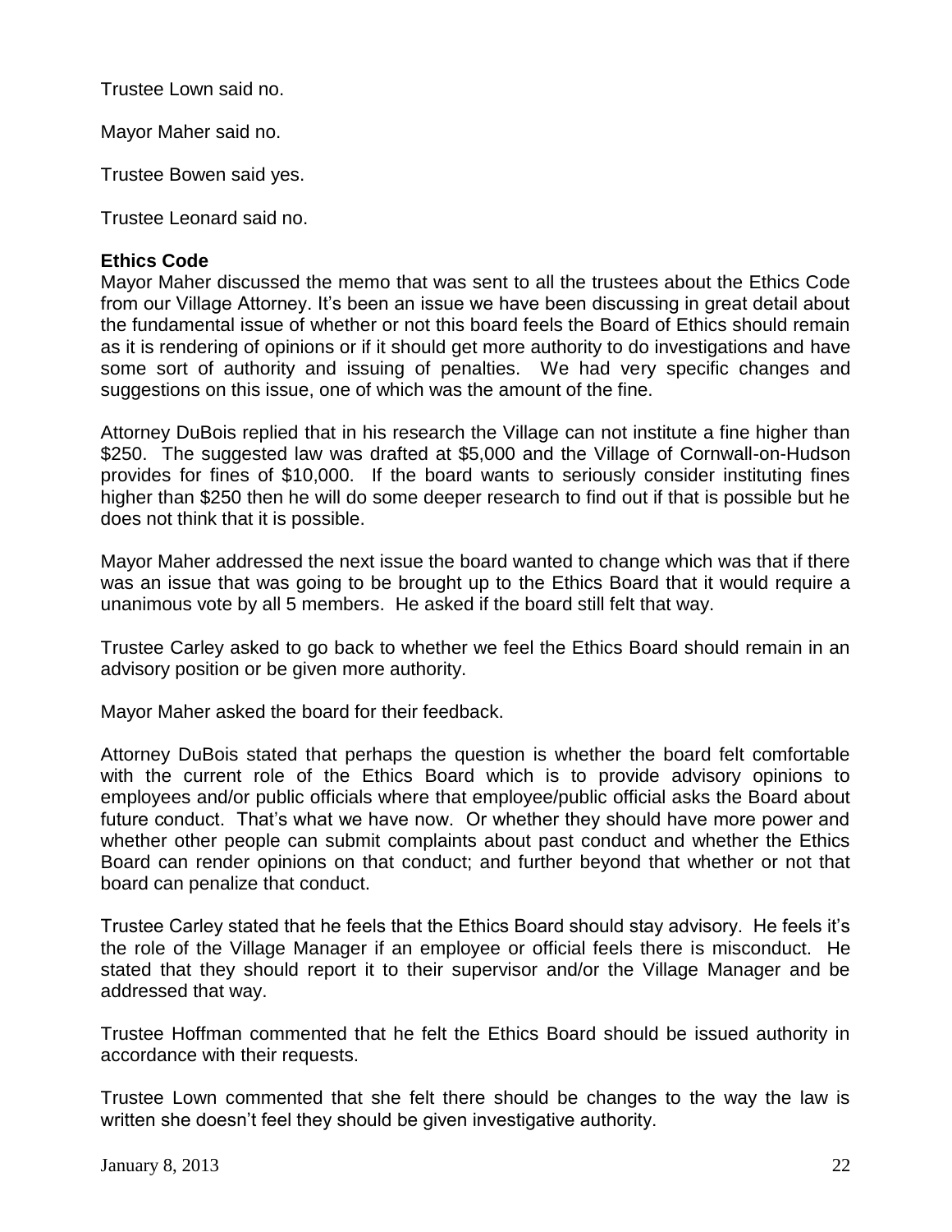Trustee Lown said no.

Mayor Maher said no.

Trustee Bowen said yes.

Trustee Leonard said no.

**Ethics Code**

Mayor Maher discussed the memo that was sent to all the trustees about the Ethics Code from our Village Attorney. It's been an issue we have been discussing in great detail about the fundamental issue of whether or not this board feels the Board of Ethics should remain as it is rendering of opinions or if it should get more authority to do investigations and have some sort of authority and issuing of penalties. We had very specific changes and suggestions on this issue, one of which was the amount of the fine.

Attorney DuBois replied that in his research the Village can not institute a fine higher than $250. The suggested law was drafted at $5,000 and the Village of Cornwall-on-Hudson provides for fines of $10,000. If the board wants to seriously consider instituting fines higher than $250 then he will do some deeper research to find out if that is possible but he does not think that it is possible.

Mayor Maher addressed the next issue the board wanted to change which was that if there was an issue that was going to be brought up to the Ethics Board that it would require a unanimous vote by all 5 members. He asked if the board still felt that way.

Trustee Carley asked to go back to whether we feel the Ethics Board should remain in an advisory position or be given more authority.

Mayor Maher asked the board for their feedback.

Attorney DuBois stated that perhaps the question is whether the board felt comfortable with the current role of the Ethics Board which is to provide advisory opinions to employees and/or public officials where that employee/public official asks the Board about future conduct. That's what we have now. Or whether they should have more power and whether other people can submit complaints about past conduct and whether the Ethics Board can render opinions on that conduct; and further beyond that whether or not that board can penalize that conduct.

Trustee Carley stated that he feels that the Ethics Board should stay advisory. He feels it's the role of the Village Manager if an employee or official feels there is misconduct. He stated that they should report it to their supervisor and/or the Village Manager and be addressed that way.

Trustee Hoffman commented that he felt the Ethics Board should be issued authority in accordance with their requests.

Trustee Lown commented that she felt there should be changes to the way the law is written she doesn't feel they should be given investigative authority.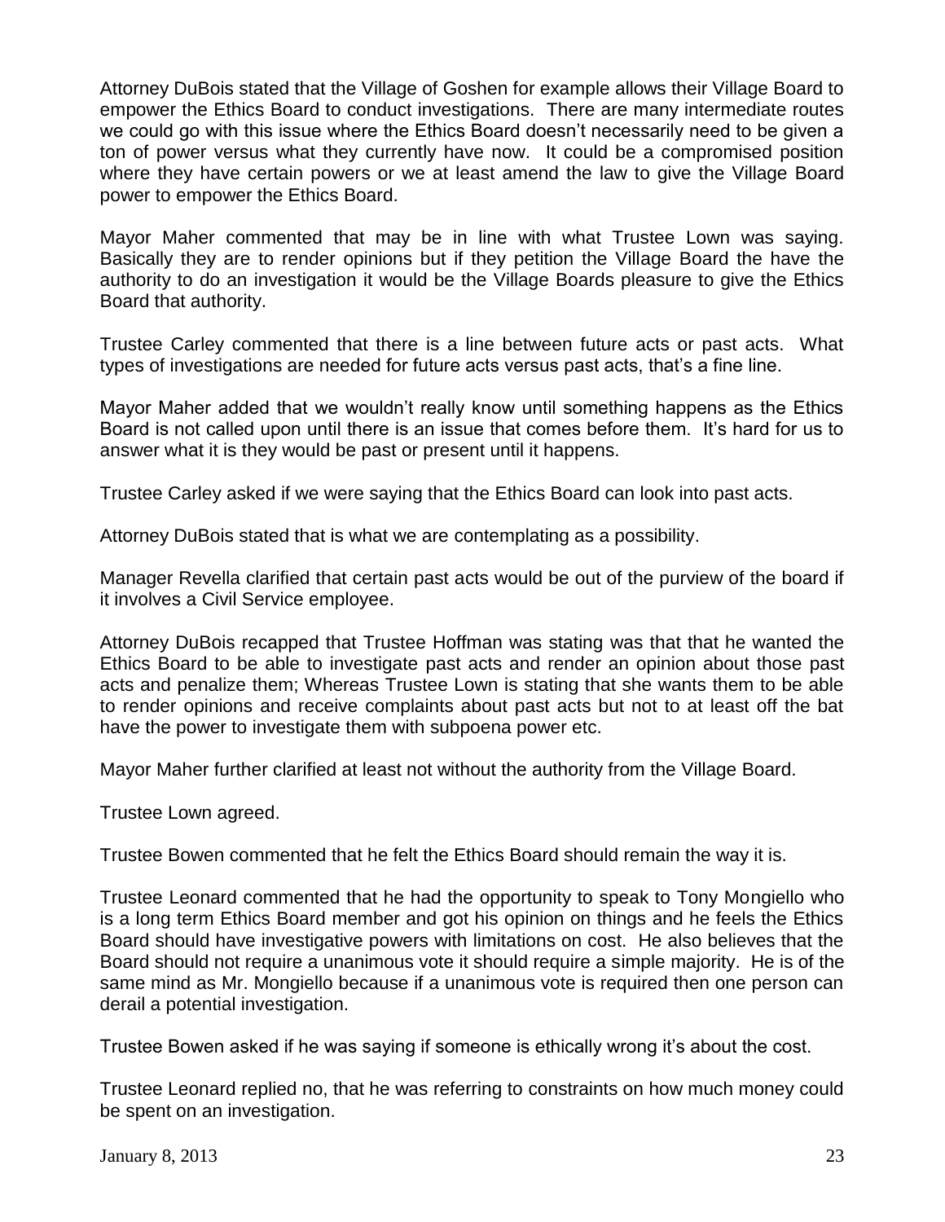Attorney DuBois stated that the Village of Goshen for example allows their Village Board to empower the Ethics Board to conduct investigations. There are many intermediate routes we could go with this issue where the Ethics Board doesn't necessarily need to be given a ton of power versus what they currently have now. It could be a compromised position where they have certain powers or we at least amend the law to give the Village Board power to empower the Ethics Board.

Mayor Maher commented that may be in line with what Trustee Lown was saying. Basically they are to render opinions but if they petition the Village Board the have the authority to do an investigation it would be the Village Boards pleasure to give the Ethics Board that authority.

Trustee Carley commented that there is a line between future acts or past acts. What types of investigations are needed for future acts versus past acts, that's a fine line.

Mayor Maher added that we wouldn't really know until something happens as the Ethics Board is not called upon until there is an issue that comes before them. It's hard for us to answer what it is they would be past or present until it happens.

Trustee Carley asked if we were saying that the Ethics Board can look into past acts.

Attorney DuBois stated that is what we are contemplating as a possibility.

Manager Revella clarified that certain past acts would be out of the purview of the board if it involves a Civil Service employee.

Attorney DuBois recapped that Trustee Hoffman was stating was that that he wanted the Ethics Board to be able to investigate past acts and render an opinion about those past acts and penalize them; Whereas Trustee Lown is stating that she wants them to be able to render opinions and receive complaints about past acts but not to at least off the bat have the power to investigate them with subpoena power etc.

Mayor Maher further clarified at least not without the authority from the Village Board.

Trustee Lown agreed.

Trustee Bowen commented that he felt the Ethics Board should remain the way it is.

Trustee Leonard commented that he had the opportunity to speak to Tony Mongiello who is a long term Ethics Board member and got his opinion on things and he feels the Ethics Board should have investigative powers with limitations on cost. He also believes that the Board should not require a unanimous vote it should require a simple majority. He is of the same mind as Mr. Mongiello because if a unanimous vote is required then one person can derail a potential investigation.

Trustee Bowen asked if he was saying if someone is ethically wrong it's about the cost.

Trustee Leonard replied no, that he was referring to constraints on how much money could be spent on an investigation.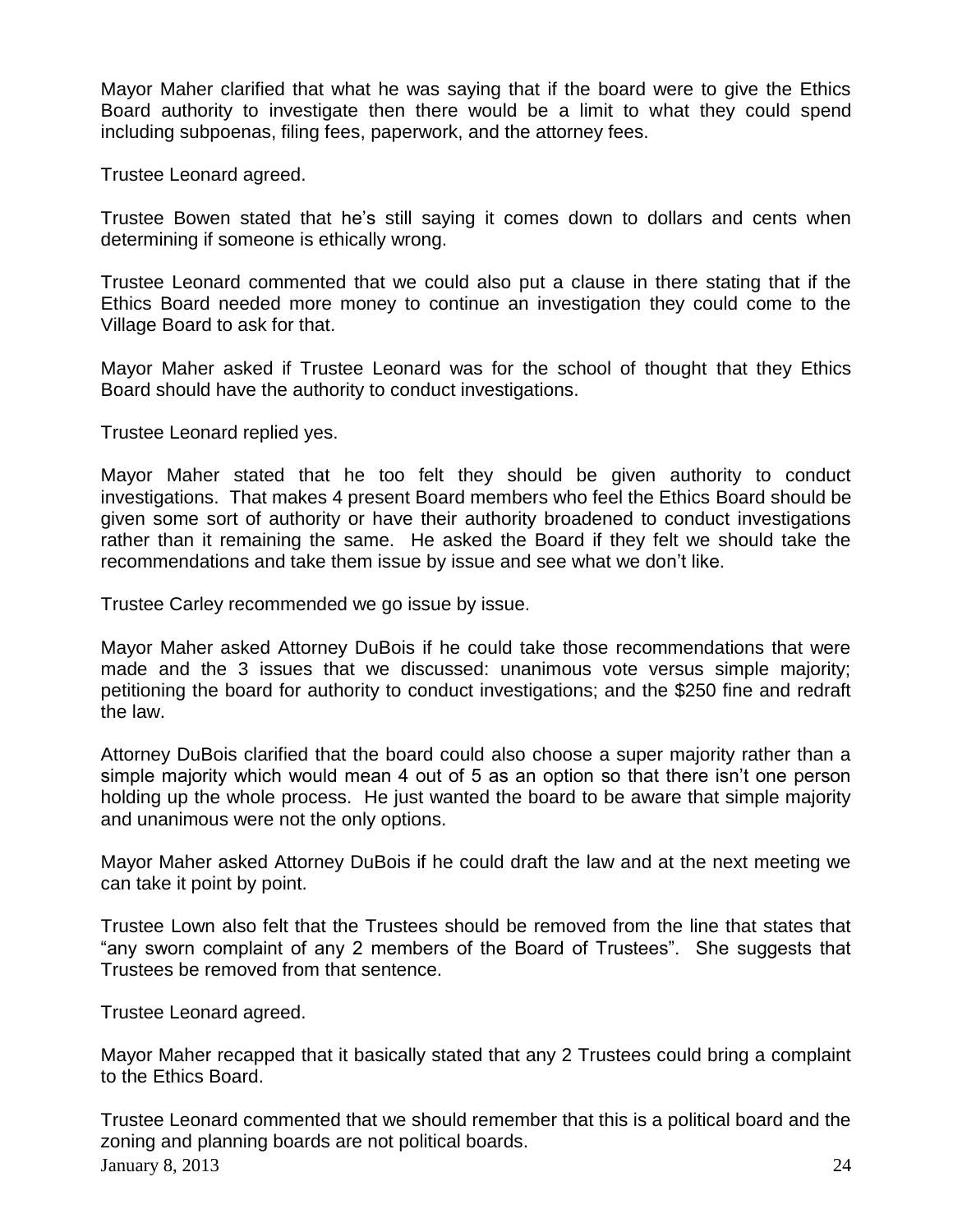Mayor Maher clarified that what he was saying that if the board were to give the Ethics Board authority to investigate then there would be a limit to what they could spend including subpoenas, filing fees, paperwork, and the attorney fees.

Trustee Leonard agreed.

Trustee Bowen stated that he's still saying it comes down to dollars and cents when determining if someone is ethically wrong.

Trustee Leonard commented that we could also put a clause in there stating that if the Ethics Board needed more money to continue an investigation they could come to the Village Board to ask for that.

Mayor Maher asked if Trustee Leonard was for the school of thought that they Ethics Board should have the authority to conduct investigations.

Trustee Leonard replied yes.

Mayor Maher stated that he too felt they should be given authority to conduct investigations. That makes 4 present Board members who feel the Ethics Board should be given some sort of authority or have their authority broadened to conduct investigations rather than it remaining the same. He asked the Board if they felt we should take the recommendations and take them issue by issue and see what we don't like.

Trustee Carley recommended we go issue by issue.

Mayor Maher asked Attorney DuBois if he could take those recommendations that were made and the 3 issues that we discussed: unanimous vote versus simple majority; petitioning the board for authority to conduct investigations; and the $250 fine and redraft the law.

Attorney DuBois clarified that the board could also choose a super majority rather than a simple majority which would mean 4 out of 5 as an option so that there isn't one person holding up the whole process. He just wanted the board to be aware that simple majority and unanimous were not the only options.

Mayor Maher asked Attorney DuBois if he could draft the law and at the next meeting we can take it point by point.

Trustee Lown also felt that the Trustees should be removed from the line that states that "any sworn complaint of any 2 members of the Board of Trustees". She suggests that Trustees be removed from that sentence.

Trustee Leonard agreed.

Mayor Maher recapped that it basically stated that any 2 Trustees could bring a complaint to the Ethics Board.

Trustee Leonard commented that we should remember that this is a political board and the zoning and planning boards are not political boards.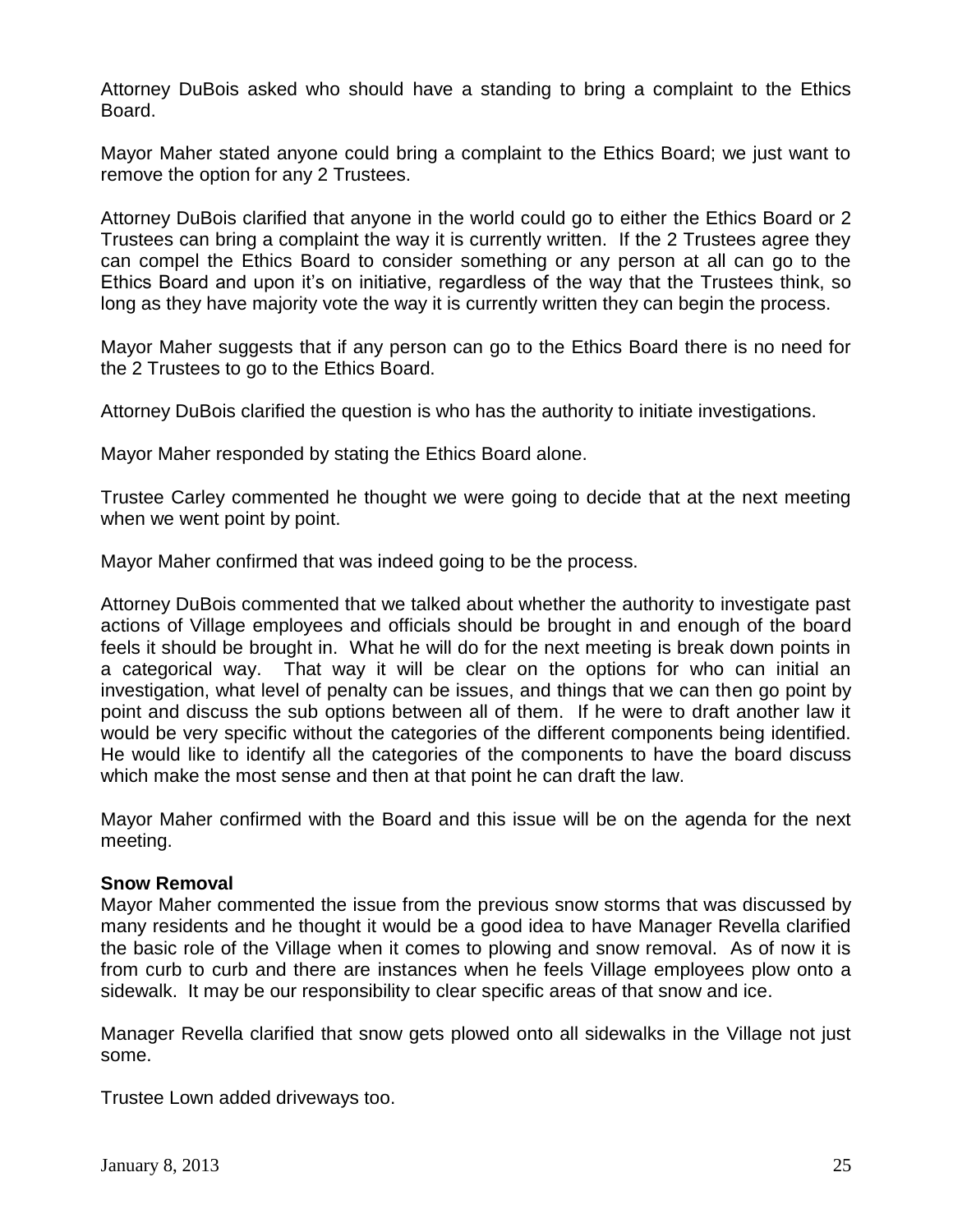Attorney DuBois asked who should have a standing to bring a complaint to the Ethics Board.

Mayor Maher stated anyone could bring a complaint to the Ethics Board; we just want to remove the option for any 2 Trustees.

Attorney DuBois clarified that anyone in the world could go to either the Ethics Board or 2 Trustees can bring a complaint the way it is currently written. If the 2 Trustees agree they can compel the Ethics Board to consider something or any person at all can go to the Ethics Board and upon it's on initiative, regardless of the way that the Trustees think, so long as they have majority vote the way it is currently written they can begin the process.

Mayor Maher suggests that if any person can go to the Ethics Board there is no need for the 2 Trustees to go to the Ethics Board.

Attorney DuBois clarified the question is who has the authority to initiate investigations.

Mayor Maher responded by stating the Ethics Board alone.

Trustee Carley commented he thought we were going to decide that at the next meeting when we went point by point.

Mayor Maher confirmed that was indeed going to be the process.

Attorney DuBois commented that we talked about whether the authority to investigate past actions of Village employees and officials should be brought in and enough of the board feels it should be brought in. What he will do for the next meeting is break down points in a categorical way. That way it will be clear on the options for who can initial an investigation, what level of penalty can be issues, and things that we can then go point by point and discuss the sub options between all of them. If he were to draft another law it would be very specific without the categories of the different components being identified. He would like to identify all the categories of the components to have the board discuss which make the most sense and then at that point he can draft the law.

Mayor Maher confirmed with the Board and this issue will be on the agenda for the next meeting.

**Snow Removal**

Mayor Maher commented the issue from the previous snow storms that was discussed by many residents and he thought it would be a good idea to have Manager Revella clarified the basic role of the Village when it comes to plowing and snow removal. As of now it is from curb to curb and there are instances when he feels Village employees plow onto a sidewalk. It may be our responsibility to clear specific areas of that snow and ice.

Manager Revella clarified that snow gets plowed onto all sidewalks in the Village not just some.

Trustee Lown added driveways too.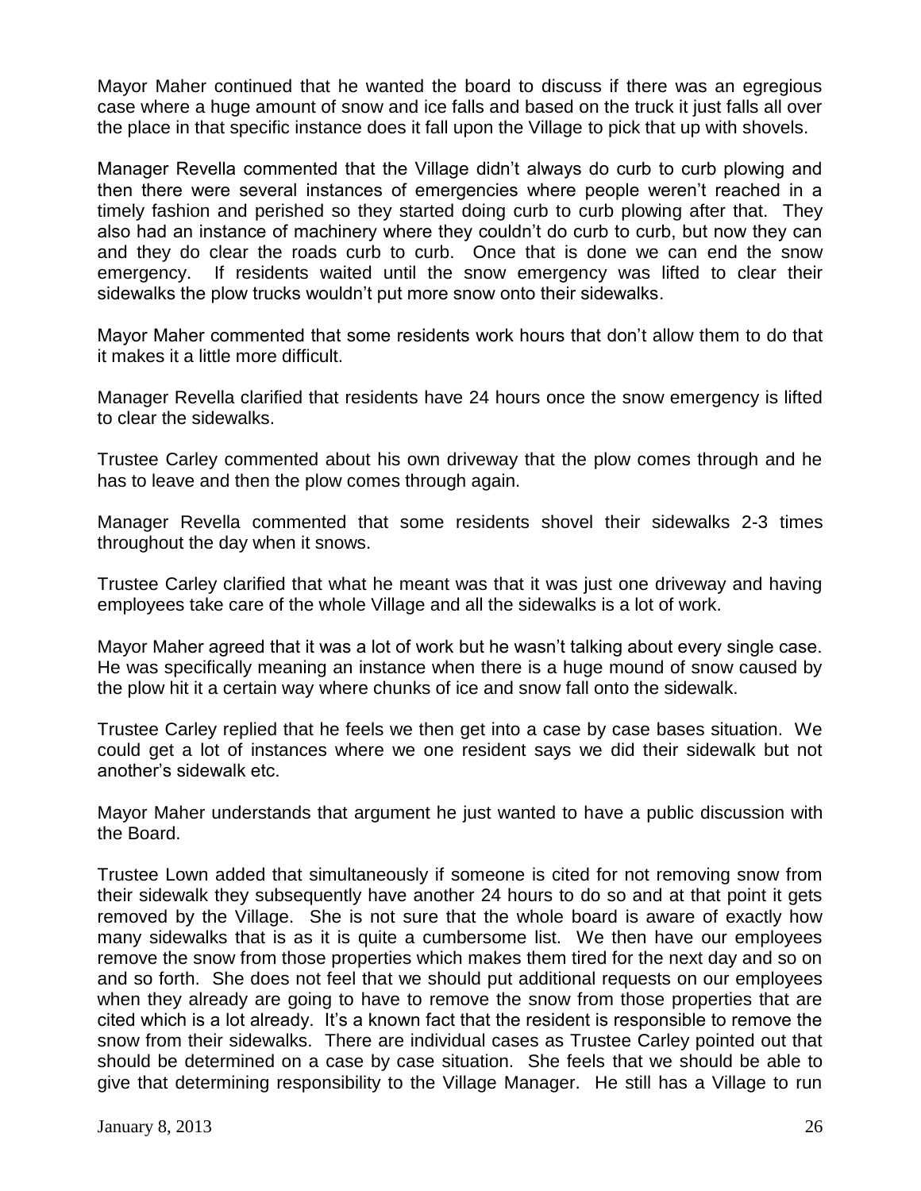Mayor Maher continued that he wanted the board to discuss if there was an egregious case where a huge amount of snow and ice falls and based on the truck it just falls all over the place in that specific instance does it fall upon the Village to pick that up with shovels.

Manager Revella commented that the Village didn't always do curb to curb plowing and then there were several instances of emergencies where people weren't reached in a timely fashion and perished so they started doing curb to curb plowing after that. They also had an instance of machinery where they couldn't do curb to curb, but now they can and they do clear the roads curb to curb. Once that is done we can end the snow emergency. If residents waited until the snow emergency was lifted to clear their sidewalks the plow trucks wouldn't put more snow onto their sidewalks.

Mayor Maher commented that some residents work hours that don't allow them to do that it makes it a little more difficult.

Manager Revella clarified that residents have 24 hours once the snow emergency is lifted to clear the sidewalks.

Trustee Carley commented about his own driveway that the plow comes through and he has to leave and then the plow comes through again.

Manager Revella commented that some residents shovel their sidewalks 2-3 times throughout the day when it snows.

Trustee Carley clarified that what he meant was that it was just one driveway and having employees take care of the whole Village and all the sidewalks is a lot of work.

Mayor Maher agreed that it was a lot of work but he wasn't talking about every single case. He was specifically meaning an instance when there is a huge mound of snow caused by the plow hit it a certain way where chunks of ice and snow fall onto the sidewalk.

Trustee Carley replied that he feels we then get into a case by case bases situation. We could get a lot of instances where we one resident says we did their sidewalk but not another's sidewalk etc.

Mayor Maher understands that argument he just wanted to have a public discussion with the Board.

Trustee Lown added that simultaneously if someone is cited for not removing snow from their sidewalk they subsequently have another 24 hours to do so and at that point it gets removed by the Village. She is not sure that the whole board is aware of exactly how many sidewalks that is as it is quite a cumbersome list. We then have our employees remove the snow from those properties which makes them tired for the next day and so on and so forth. She does not feel that we should put additional requests on our employees when they already are going to have to remove the snow from those properties that are cited which is a lot already. It's a known fact that the resident is responsible to remove the snow from their sidewalks. There are individual cases as Trustee Carley pointed out that should be determined on a case by case situation. She feels that we should be able to give that determining responsibility to the Village Manager. He still has a Village to run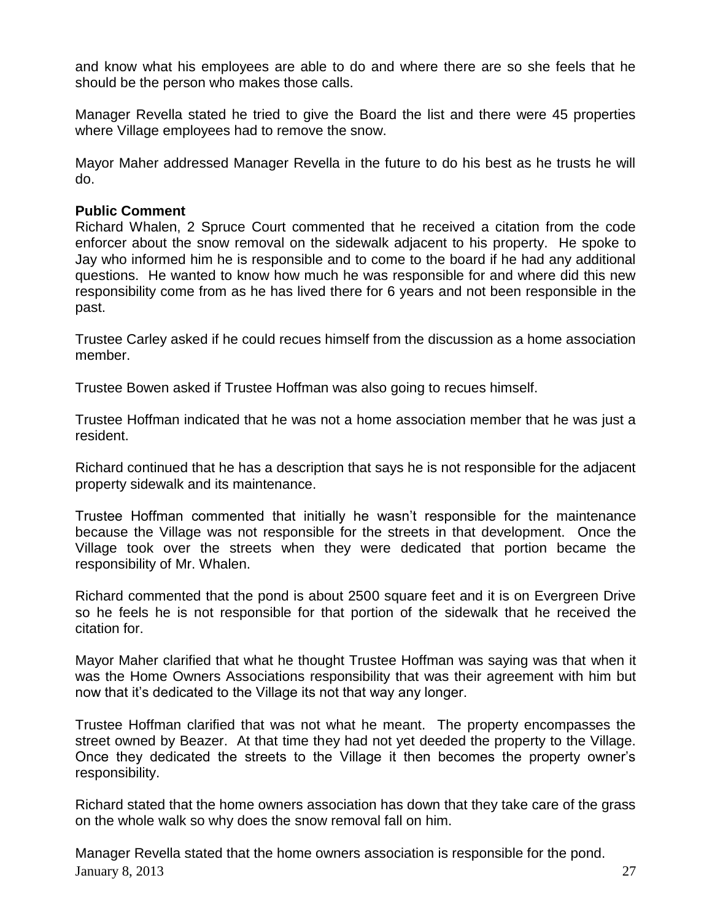and know what his employees are able to do and where there are so she feels that he should be the person who makes those calls.

Manager Revella stated he tried to give the Board the list and there were 45 properties where Village employees had to remove the snow.

Mayor Maher addressed Manager Revella in the future to do his best as he trusts he will do.

**Public Comment**

Richard Whalen, 2 Spruce Court commented that he received a citation from the code enforcer about the snow removal on the sidewalk adjacent to his property. He spoke to Jay who informed him he is responsible and to come to the board if he had any additional questions. He wanted to know how much he was responsible for and where did this new responsibility come from as he has lived there for 6 years and not been responsible in the past.

Trustee Carley asked if he could recues himself from the discussion as a home association member.

Trustee Bowen asked if Trustee Hoffman was also going to recues himself.

Trustee Hoffman indicated that he was not a home association member that he was just a resident.

Richard continued that he has a description that says he is not responsible for the adjacent property sidewalk and its maintenance.

Trustee Hoffman commented that initially he wasn't responsible for the maintenance because the Village was not responsible for the streets in that development. Once the Village took over the streets when they were dedicated that portion became the responsibility of Mr. Whalen.

Richard commented that the pond is about 2500 square feet and it is on Evergreen Drive so he feels he is not responsible for that portion of the sidewalk that he received the citation for.

Mayor Maher clarified that what he thought Trustee Hoffman was saying was that when it was the Home Owners Associations responsibility that was their agreement with him but now that it's dedicated to the Village its not that way any longer.

Trustee Hoffman clarified that was not what he meant. The property encompasses the street owned by Beazer. At that time they had not yet deeded the property to the Village. Once they dedicated the streets to the Village it then becomes the property owner's responsibility.

Richard stated that the home owners association has down that they take care of the grass on the whole walk so why does the snow removal fall on him.

Manager Revella stated that the home owners association is responsible for the pond.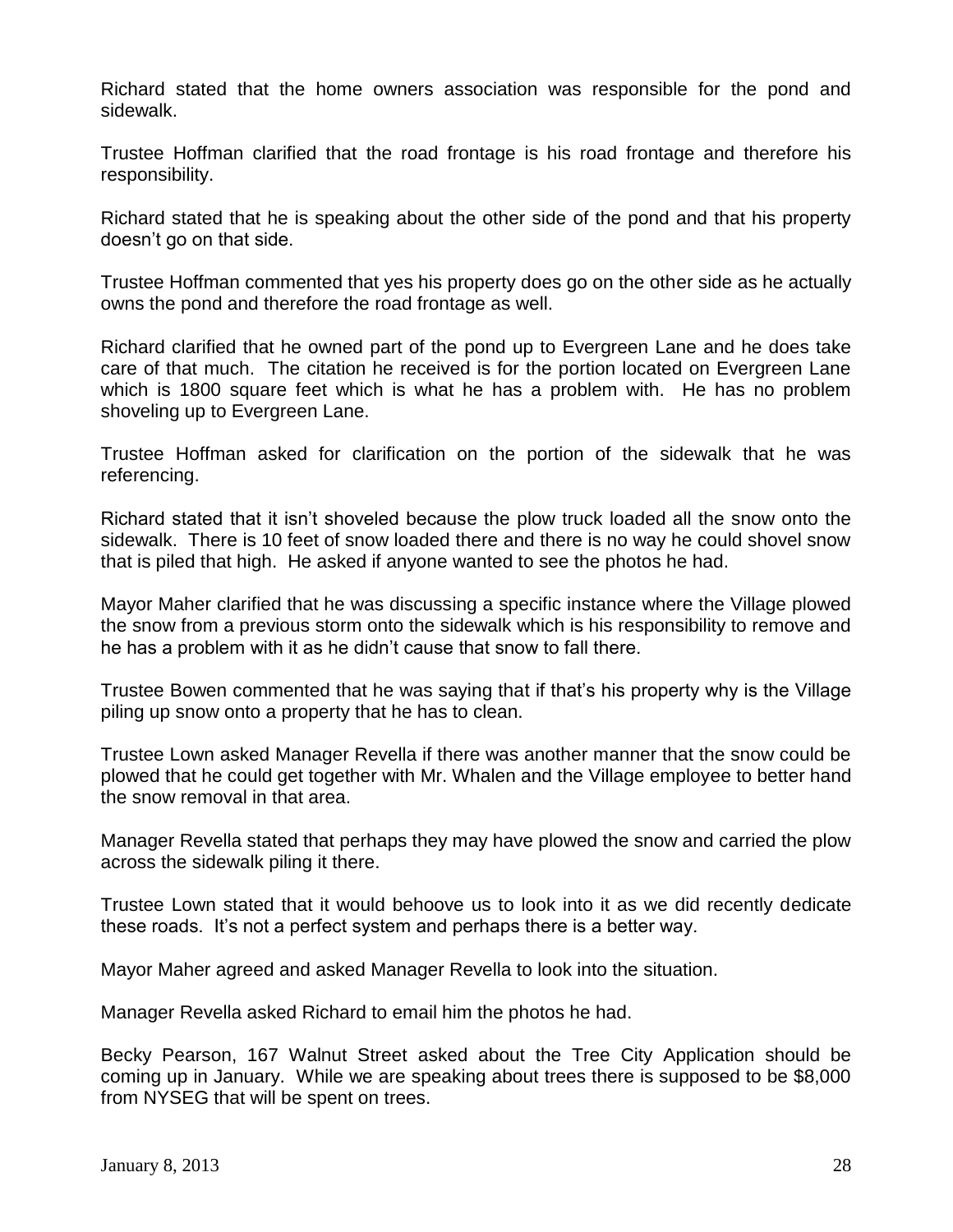Richard stated that the home owners association was responsible for the pond and sidewalk.

Trustee Hoffman clarified that the road frontage is his road frontage and therefore his responsibility.

Richard stated that he is speaking about the other side of the pond and that his property doesn't go on that side.

Trustee Hoffman commented that yes his property does go on the other side as he actually owns the pond and therefore the road frontage as well.

Richard clarified that he owned part of the pond up to Evergreen Lane and he does take care of that much. The citation he received is for the portion located on Evergreen Lane which is 1800 square feet which is what he has a problem with. He has no problem shoveling up to Evergreen Lane.

Trustee Hoffman asked for clarification on the portion of the sidewalk that he was referencing.

Richard stated that it isn't shoveled because the plow truck loaded all the snow onto the sidewalk. There is 10 feet of snow loaded there and there is no way he could shovel snow that is piled that high. He asked if anyone wanted to see the photos he had.

Mayor Maher clarified that he was discussing a specific instance where the Village plowed the snow from a previous storm onto the sidewalk which is his responsibility to remove and he has a problem with it as he didn't cause that snow to fall there.

Trustee Bowen commented that he was saying that if that's his property why is the Village piling up snow onto a property that he has to clean.

Trustee Lown asked Manager Revella if there was another manner that the snow could be plowed that he could get together with Mr. Whalen and the Village employee to better hand the snow removal in that area.

Manager Revella stated that perhaps they may have plowed the snow and carried the plow across the sidewalk piling it there.

Trustee Lown stated that it would behoove us to look into it as we did recently dedicate these roads. It's not a perfect system and perhaps there is a better way.

Mayor Maher agreed and asked Manager Revella to look into the situation.

Manager Revella asked Richard to email him the photos he had.

Becky Pearson, 167 Walnut Street asked about the Tree City Application should be coming up in January. While we are speaking about trees there is supposed to be $8,000 from NYSEG that will be spent on trees.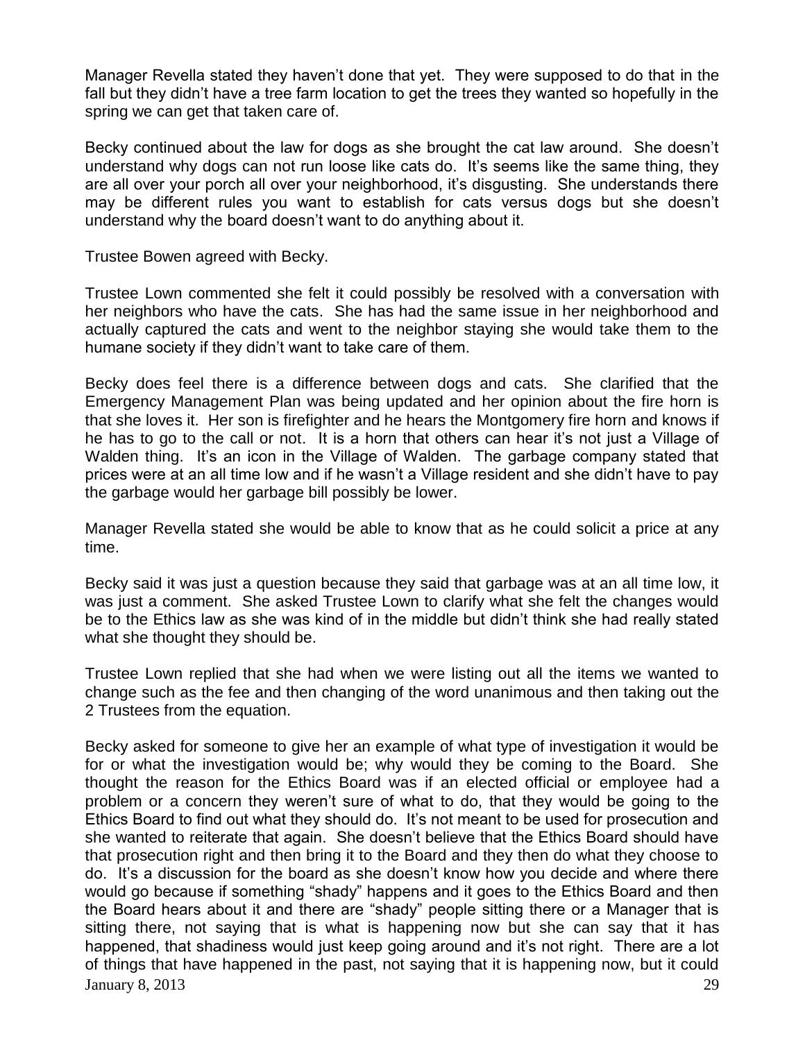Manager Revella stated they haven't done that yet. They were supposed to do that in the fall but they didn't have a tree farm location to get the trees they wanted so hopefully in the spring we can get that taken care of.

Becky continued about the law for dogs as she brought the cat law around. She doesn't understand why dogs can not run loose like cats do. It's seems like the same thing, they are all over your porch all over your neighborhood, it's disgusting. She understands there may be different rules you want to establish for cats versus dogs but she doesn't understand why the board doesn't want to do anything about it.

Trustee Bowen agreed with Becky.

Trustee Lown commented she felt it could possibly be resolved with a conversation with her neighbors who have the cats. She has had the same issue in her neighborhood and actually captured the cats and went to the neighbor staying she would take them to the humane society if they didn't want to take care of them.

Becky does feel there is a difference between dogs and cats. She clarified that the Emergency Management Plan was being updated and her opinion about the fire horn is that she loves it. Her son is firefighter and he hears the Montgomery fire horn and knows if he has to go to the call or not. It is a horn that others can hear it's not just a Village of Walden thing. It's an icon in the Village of Walden. The garbage company stated that prices were at an all time low and if he wasn't a Village resident and she didn't have to pay the garbage would her garbage bill possibly be lower.

Manager Revella stated she would be able to know that as he could solicit a price at any time.

Becky said it was just a question because they said that garbage was at an all time low, it was just a comment. She asked Trustee Lown to clarify what she felt the changes would be to the Ethics law as she was kind of in the middle but didn't think she had really stated what she thought they should be.

Trustee Lown replied that she had when we were listing out all the items we wanted to change such as the fee and then changing of the word unanimous and then taking out the 2 Trustees from the equation.

Becky asked for someone to give her an example of what type of investigation it would be for or what the investigation would be; why would they be coming to the Board. She thought the reason for the Ethics Board was if an elected official or employee had a problem or a concern they weren't sure of what to do, that they would be going to the Ethics Board to find out what they should do. It's not meant to be used for prosecution and she wanted to reiterate that again. She doesn't believe that the Ethics Board should have that prosecution right and then bring it to the Board and they then do what they choose to do. It's a discussion for the board as she doesn't know how you decide and where there would go because if something "shady" happens and it goes to the Ethics Board and then the Board hears about it and there are "shady" people sitting there or a Manager that is sitting there, not saying that is what is happening now but she can say that it has happened, that shadiness would just keep going around and it's not right. There are a lot of things that have happened in the past, not saying that it is happening now, but it could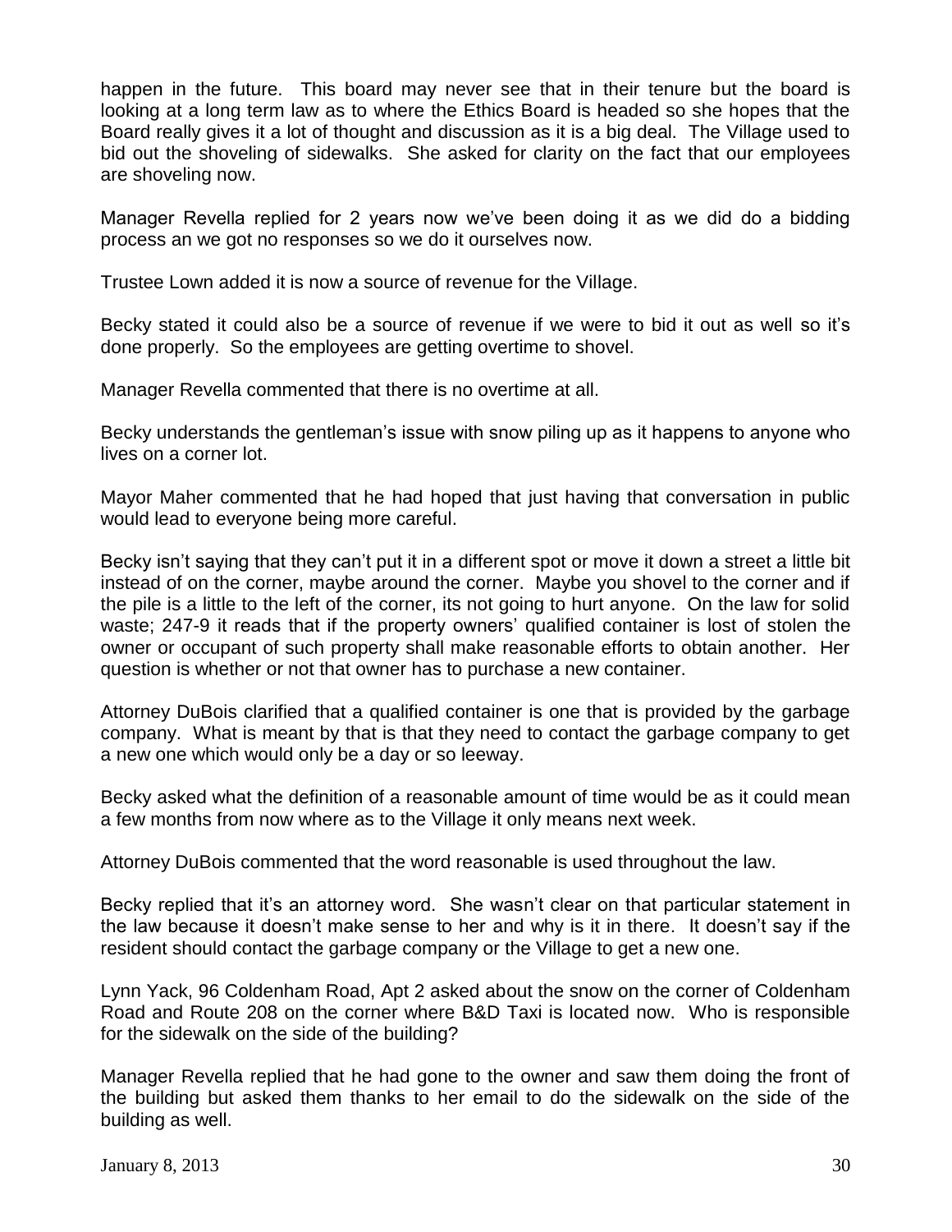happen in the future. This board may never see that in their tenure but the board is looking at a long term law as to where the Ethics Board is headed so she hopes that the Board really gives it a lot of thought and discussion as it is a big deal. The Village used to bid out the shoveling of sidewalks. She asked for clarity on the fact that our employees are shoveling now.

Manager Revella replied for 2 years now we've been doing it as we did do a bidding process an we got no responses so we do it ourselves now.

Trustee Lown added it is now a source of revenue for the Village.

Becky stated it could also be a source of revenue if we were to bid it out as well so it's done properly. So the employees are getting overtime to shovel.

Manager Revella commented that there is no overtime at all.

Becky understands the gentleman's issue with snow piling up as it happens to anyone who lives on a corner lot.

Mayor Maher commented that he had hoped that just having that conversation in public would lead to everyone being more careful.

Becky isn't saying that they can't put it in a different spot or move it down a street a little bit instead of on the corner, maybe around the corner. Maybe you shovel to the corner and if the pile is a little to the left of the corner, its not going to hurt anyone. On the law for solid waste; 247-9 it reads that if the property owners' qualified container is lost of stolen the owner or occupant of such property shall make reasonable efforts to obtain another. Her question is whether or not that owner has to purchase a new container.

Attorney DuBois clarified that a qualified container is one that is provided by the garbage company. What is meant by that is that they need to contact the garbage company to get a new one which would only be a day or so leeway.

Becky asked what the definition of a reasonable amount of time would be as it could mean a few months from now where as to the Village it only means next week.

Attorney DuBois commented that the word reasonable is used throughout the law.

Becky replied that it's an attorney word. She wasn't clear on that particular statement in the law because it doesn't make sense to her and why is it in there. It doesn't say if the resident should contact the garbage company or the Village to get a new one.

Lynn Yack, 96 Coldenham Road, Apt 2 asked about the snow on the corner of Coldenham Road and Route 208 on the corner where B&D Taxi is located now. Who is responsible for the sidewalk on the side of the building?

Manager Revella replied that he had gone to the owner and saw them doing the front of the building but asked them thanks to her email to do the sidewalk on the side of the building as well.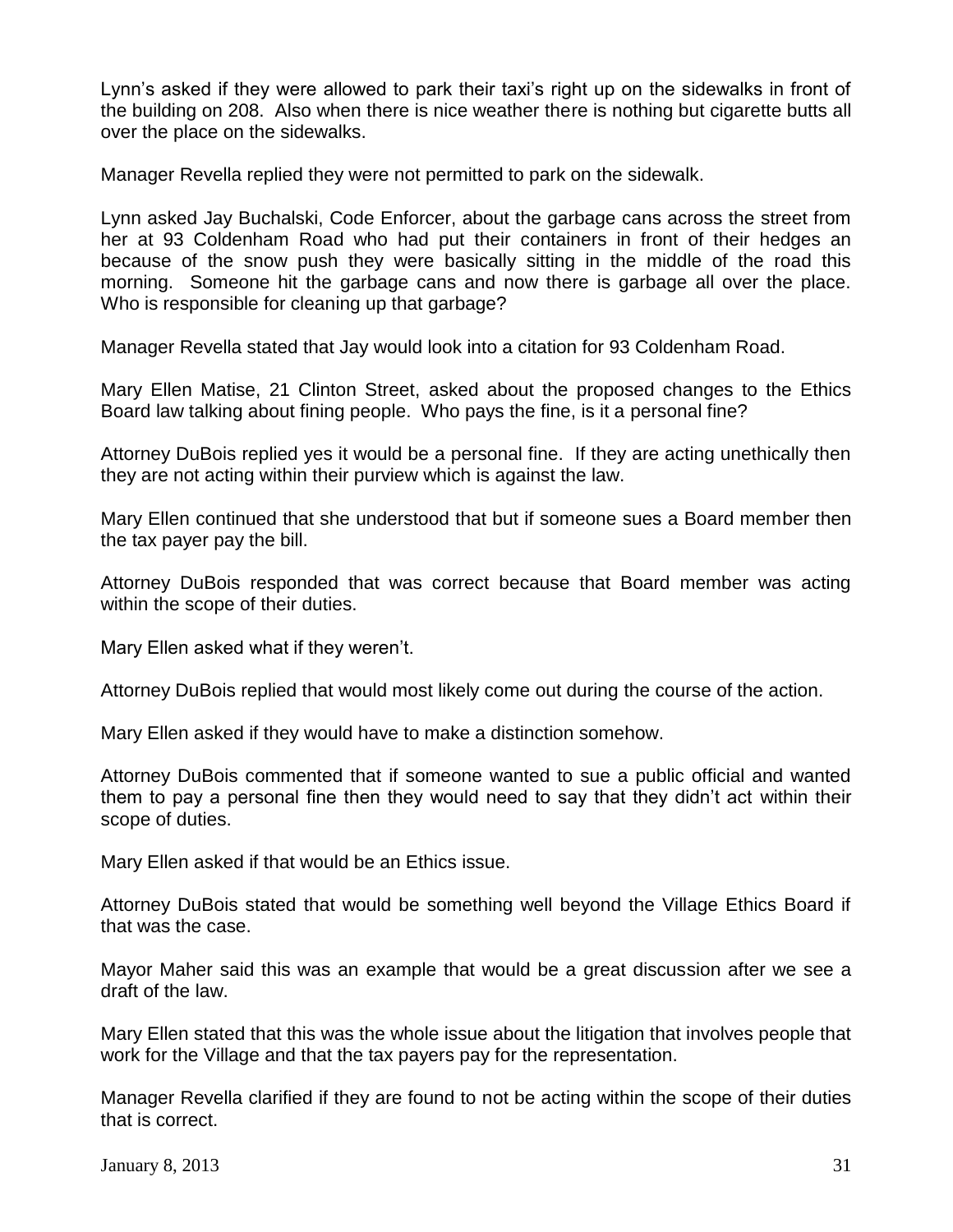Lynn's asked if they were allowed to park their taxi's right up on the sidewalks in front of the building on 208. Also when there is nice weather there is nothing but cigarette butts all over the place on the sidewalks.

Manager Revella replied they were not permitted to park on the sidewalk.

Lynn asked Jay Buchalski, Code Enforcer, about the garbage cans across the street from her at 93 Coldenham Road who had put their containers in front of their hedges an because of the snow push they were basically sitting in the middle of the road this morning. Someone hit the garbage cans and now there is garbage all over the place. Who is responsible for cleaning up that garbage?

Manager Revella stated that Jay would look into a citation for 93 Coldenham Road.

Mary Ellen Matise, 21 Clinton Street, asked about the proposed changes to the Ethics Board law talking about fining people. Who pays the fine, is it a personal fine?

Attorney DuBois replied yes it would be a personal fine. If they are acting unethically then they are not acting within their purview which is against the law.

Mary Ellen continued that she understood that but if someone sues a Board member then the tax payer pay the bill.

Attorney DuBois responded that was correct because that Board member was acting within the scope of their duties.

Mary Ellen asked what if they weren't.

Attorney DuBois replied that would most likely come out during the course of the action.

Mary Ellen asked if they would have to make a distinction somehow.

Attorney DuBois commented that if someone wanted to sue a public official and wanted them to pay a personal fine then they would need to say that they didn't act within their scope of duties.

Mary Ellen asked if that would be an Ethics issue.

Attorney DuBois stated that would be something well beyond the Village Ethics Board if that was the case.

Mayor Maher said this was an example that would be a great discussion after we see a draft of the law.

Mary Ellen stated that this was the whole issue about the litigation that involves people that work for the Village and that the tax payers pay for the representation.

Manager Revella clarified if they are found to not be acting within the scope of their duties that is correct.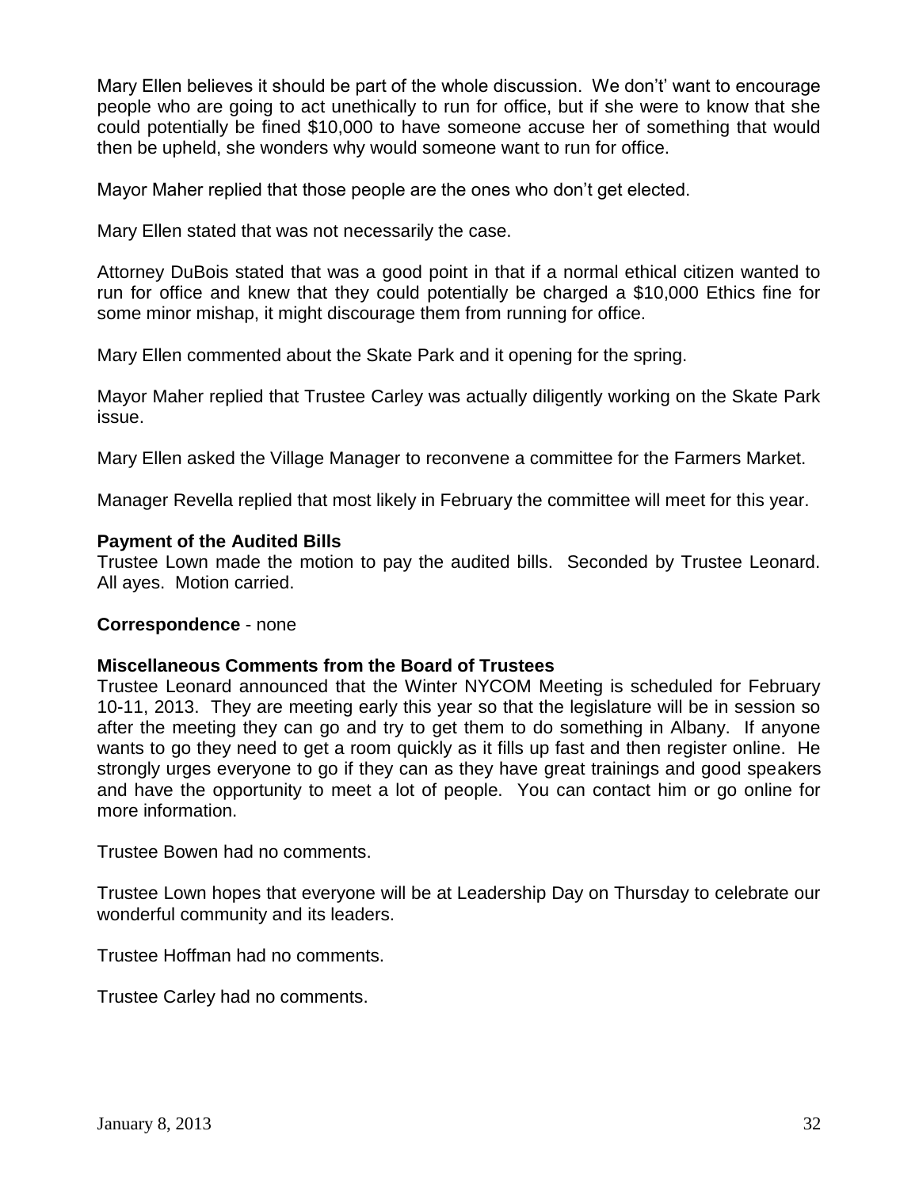Mary Ellen believes it should be part of the whole discussion. We don't' want to encourage people who are going to act unethically to run for office, but if she were to know that she could potentially be fined $10,000 to have someone accuse her of something that would then be upheld, she wonders why would someone want to run for office.

Mayor Maher replied that those people are the ones who don't get elected.

Mary Ellen stated that was not necessarily the case.

Attorney DuBois stated that was a good point in that if a normal ethical citizen wanted to run for office and knew that they could potentially be charged a $10,000 Ethics fine for some minor mishap, it might discourage them from running for office.

Mary Ellen commented about the Skate Park and it opening for the spring.

Mayor Maher replied that Trustee Carley was actually diligently working on the Skate Park issue.

Mary Ellen asked the Village Manager to reconvene a committee for the Farmers Market.

Manager Revella replied that most likely in February the committee will meet for this year.

**Payment of the Audited Bills**
Trustee Lown made the motion to pay the audited bills. Seconded by Trustee Leonard. All ayes. Motion carried.

**Correspondence** - none

**Miscellaneous Comments from the Board of Trustees**
Trustee Leonard announced that the Winter NYCOM Meeting is scheduled for February 10-11, 2013. They are meeting early this year so that the legislature will be in session so after the meeting they can go and try to get them to do something in Albany. If anyone wants to go they need to get a room quickly as it fills up fast and then register online. He strongly urges everyone to go if they can as they have great trainings and good speakers and have the opportunity to meet a lot of people. You can contact him or go online for more information.

Trustee Bowen had no comments.

Trustee Lown hopes that everyone will be at Leadership Day on Thursday to celebrate our wonderful community and its leaders.

Trustee Hoffman had no comments.

Trustee Carley had no comments.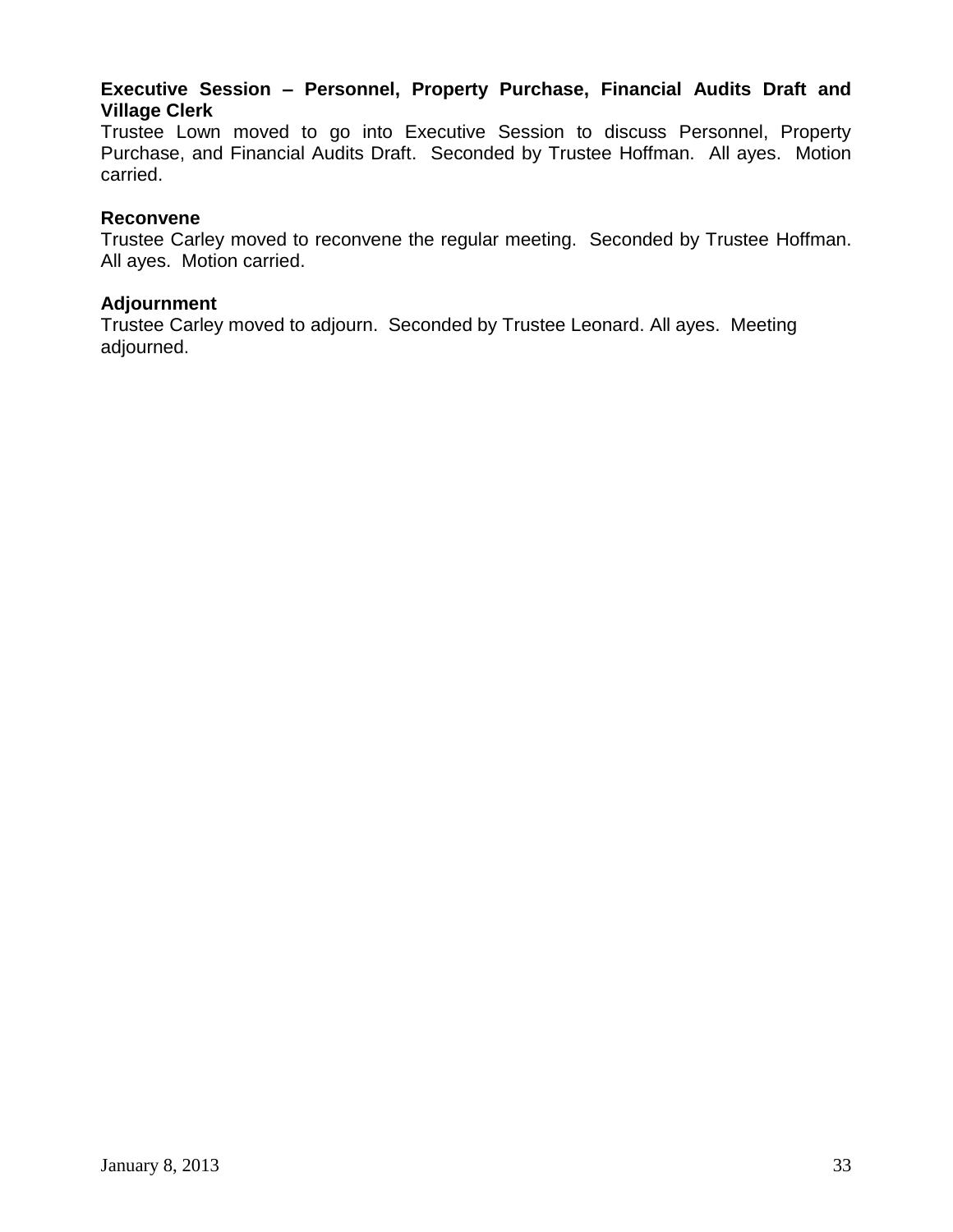**Executive Session – Personnel, Property Purchase, Financial Audits Draft and Village Clerk**

Trustee Lown moved to go into Executive Session to discuss Personnel, Property Purchase, and Financial Audits Draft. Seconded by Trustee Hoffman. All ayes. Motion carried.

**Reconvene**

Trustee Carley moved to reconvene the regular meeting. Seconded by Trustee Hoffman. All ayes. Motion carried.

**Adjournment**

Trustee Carley moved to adjourn. Seconded by Trustee Leonard. All ayes. Meeting adjourned.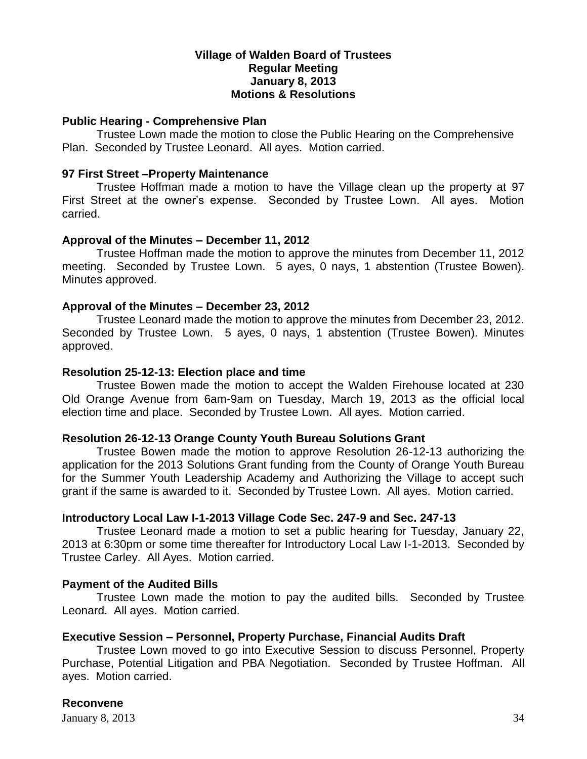**Village of Walden Board of Trustees**
**Regular Meeting**
**January 8, 2013**
**Motions & Resolutions**

**Public Hearing - Comprehensive Plan**

Trustee Lown made the motion to close the Public Hearing on the Comprehensive Plan. Seconded by Trustee Leonard. All ayes. Motion carried.

**97 First Street –Property Maintenance**

Trustee Hoffman made a motion to have the Village clean up the property at 97 First Street at the owner's expense. Seconded by Trustee Lown. All ayes. Motion carried.

**Approval of the Minutes – December 11, 2012**

Trustee Hoffman made the motion to approve the minutes from December 11, 2012 meeting. Seconded by Trustee Lown. 5 ayes, 0 nays, 1 abstention (Trustee Bowen). Minutes approved.

**Approval of the Minutes – December 23, 2012**

Trustee Leonard made the motion to approve the minutes from December 23, 2012. Seconded by Trustee Lown. 5 ayes, 0 nays, 1 abstention (Trustee Bowen). Minutes approved.

**Resolution 25-12-13: Election place and time**

Trustee Bowen made the motion to accept the Walden Firehouse located at 230 Old Orange Avenue from 6am-9am on Tuesday, March 19, 2013 as the official local election time and place. Seconded by Trustee Lown. All ayes. Motion carried.

**Resolution 26-12-13 Orange County Youth Bureau Solutions Grant**

Trustee Bowen made the motion to approve Resolution 26-12-13 authorizing the application for the 2013 Solutions Grant funding from the County of Orange Youth Bureau for the Summer Youth Leadership Academy and Authorizing the Village to accept such grant if the same is awarded to it. Seconded by Trustee Lown. All ayes. Motion carried.

**Introductory Local Law I-1-2013 Village Code Sec. 247-9 and Sec. 247-13**

Trustee Leonard made a motion to set a public hearing for Tuesday, January 22, 2013 at 6:30pm or some time thereafter for Introductory Local Law I-1-2013. Seconded by Trustee Carley. All Ayes. Motion carried.

**Payment of the Audited Bills**

Trustee Lown made the motion to pay the audited bills. Seconded by Trustee Leonard. All ayes. Motion carried.

**Executive Session – Personnel, Property Purchase, Financial Audits Draft**

Trustee Lown moved to go into Executive Session to discuss Personnel, Property Purchase, Potential Litigation and PBA Negotiation. Seconded by Trustee Hoffman. All ayes. Motion carried.

**Reconvene**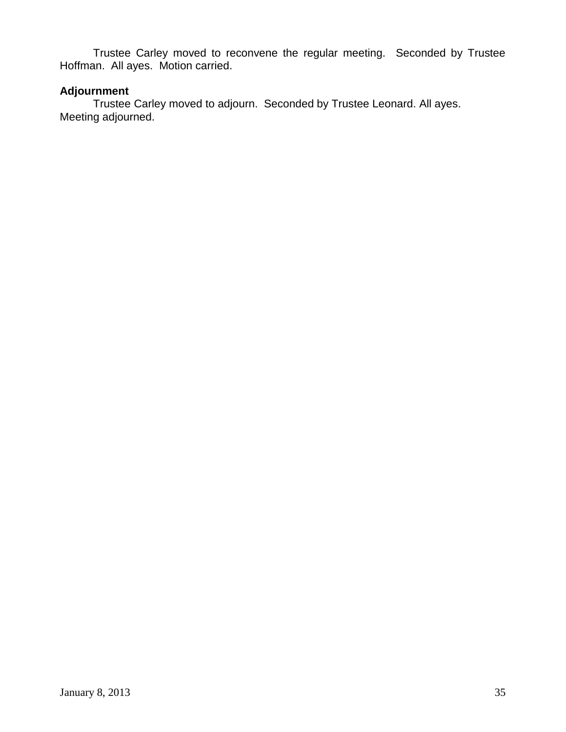Trustee Carley moved to reconvene the regular meeting. Seconded by Trustee Hoffman. All ayes. Motion carried.

**Adjournment**

Trustee Carley moved to adjourn. Seconded by Trustee Leonard. All ayes. Meeting adjourned.